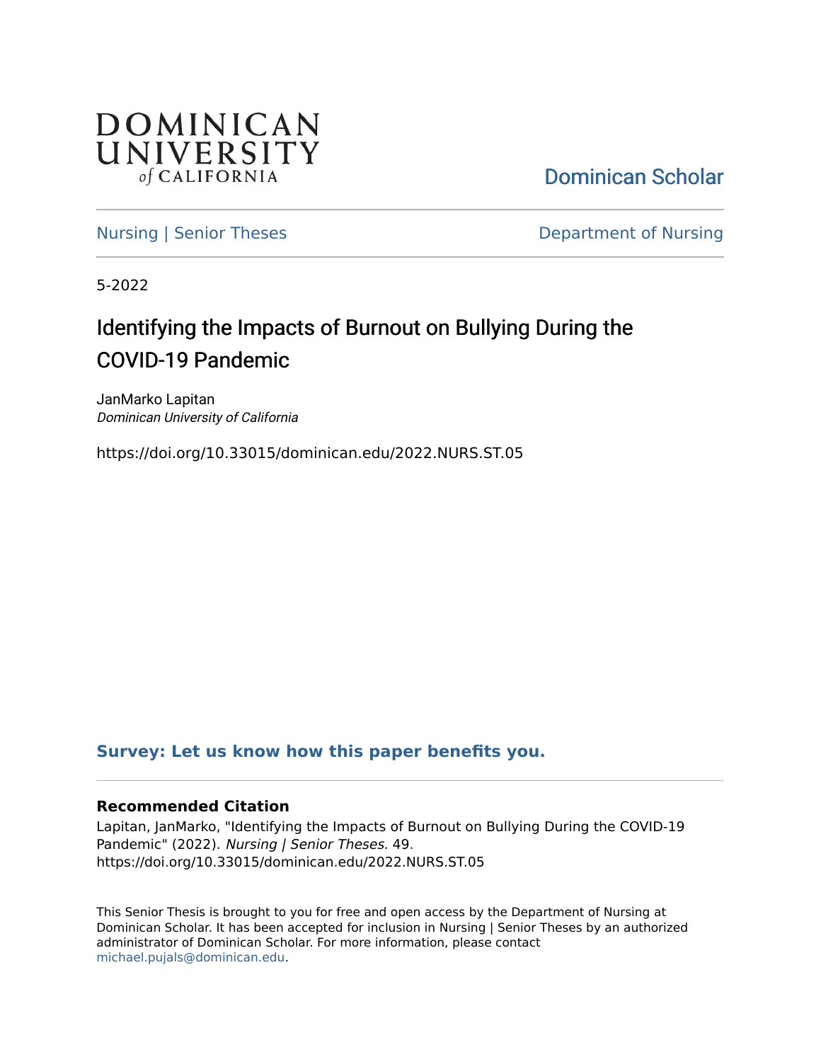DOMINICAN UNIVERSITY of CALIFORNIA

Dominican Scholar

Nursing | Senior Theses

Department of Nursing

5-2022

# Identifying the Impacts of Burnout on Bullying During the COVID-19 Pandemic

JanMarko Lapitan
*Dominican University of California*

https://doi.org/10.33015/dominican.edu/2022.NURS.ST.05

**Survey: Let us know how this paper benefits you.**

**Recommended Citation**

Lapitan, JanMarko, "Identifying the Impacts of Burnout on Bullying During the COVID-19 Pandemic" (2022). *Nursing | Senior Theses*. 49.
https://doi.org/10.33015/dominican.edu/2022.NURS.ST.05

This Senior Thesis is brought to you for free and open access by the Department of Nursing at Dominican Scholar. It has been accepted for inclusion in Nursing | Senior Theses by an authorized administrator of Dominican Scholar. For more information, please contact michael.pujals@dominican.edu.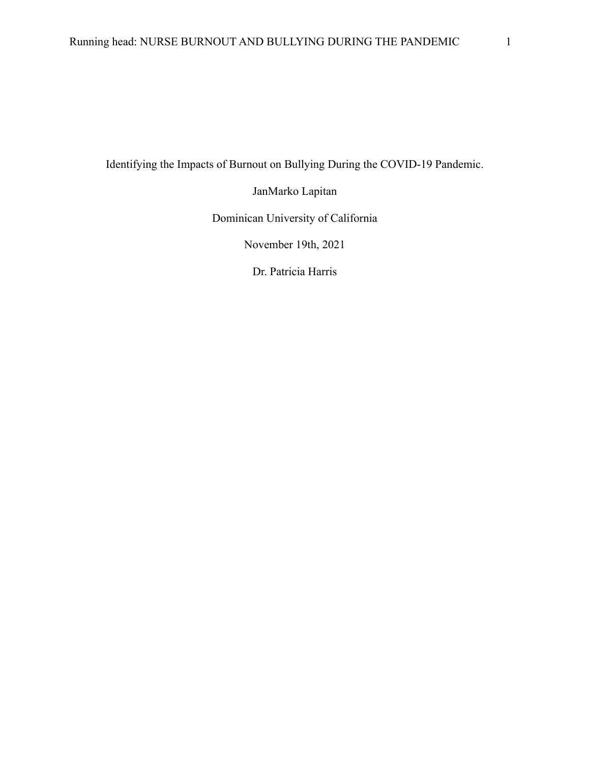Identifying the Impacts of Burnout on Bullying During the COVID-19 Pandemic.

JanMarko Lapitan

Dominican University of California

November 19th, 2021

Dr. Patricia Harris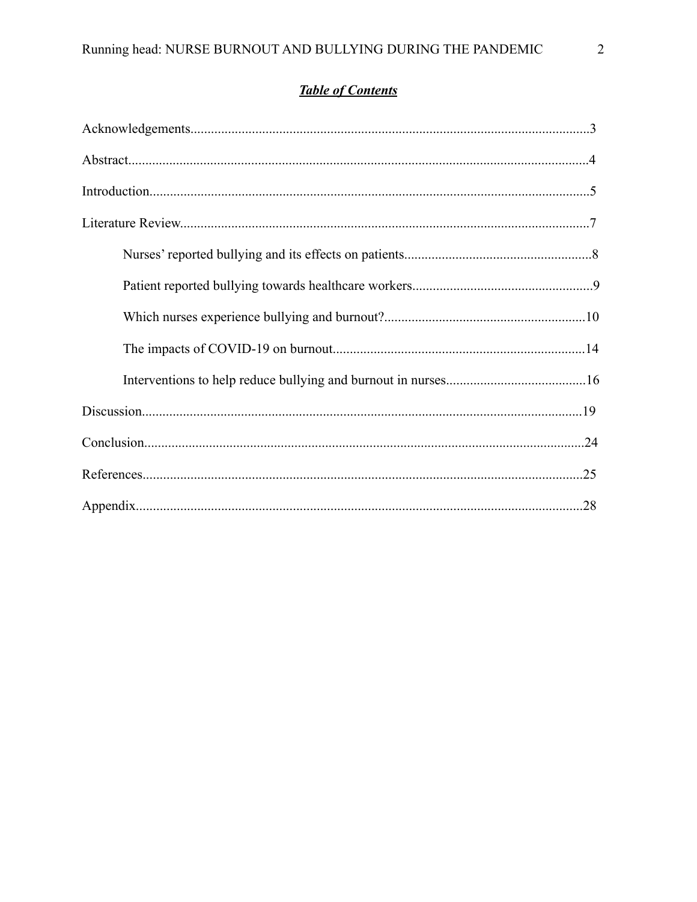***Table of Contents***

Acknowledgements....................................................................................................................3

Abstract......................................................................................................................................4

Introduction................................................................................................................................5

Literature Review.......................................................................................................................7

- Nurses' reported bullying and its effects on patients......................................................8
- Patient reported bullying towards healthcare workers....................................................9
- Which nurses experience bullying and burnout?...........................................................10
- The impacts of COVID-19 on burnout..........................................................................14
- Interventions to help reduce bullying and burnout in nurses.........................................16

Discussion.................................................................................................................................19

Conclusion.................................................................................................................................24

References..................................................................................................................................25

Appendix....................................................................................................................................28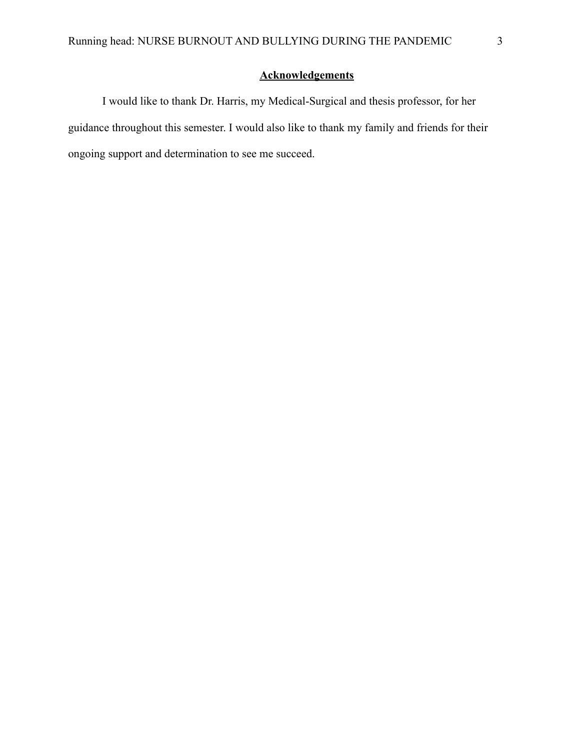## **Acknowledgements**

I would like to thank Dr. Harris, my Medical-Surgical and thesis professor, for her guidance throughout this semester. I would also like to thank my family and friends for their ongoing support and determination to see me succeed.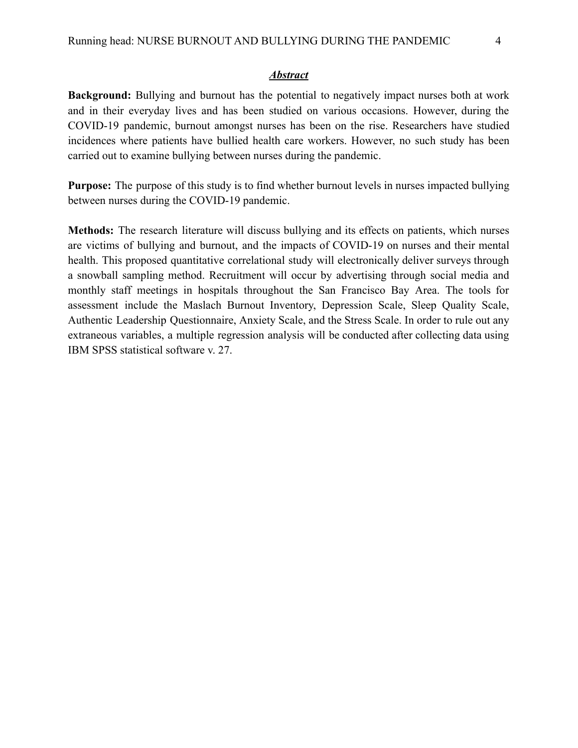## ***Abstract***

**Background:** Bullying and burnout has the potential to negatively impact nurses both at work and in their everyday lives and has been studied on various occasions. However, during the COVID-19 pandemic, burnout amongst nurses has been on the rise. Researchers have studied incidences where patients have bullied health care workers. However, no such study has been carried out to examine bullying between nurses during the pandemic.

**Purpose:** The purpose of this study is to find whether burnout levels in nurses impacted bullying between nurses during the COVID-19 pandemic.

**Methods:** The research literature will discuss bullying and its effects on patients, which nurses are victims of bullying and burnout, and the impacts of COVID-19 on nurses and their mental health. This proposed quantitative correlational study will electronically deliver surveys through a snowball sampling method. Recruitment will occur by advertising through social media and monthly staff meetings in hospitals throughout the San Francisco Bay Area. The tools for assessment include the Maslach Burnout Inventory, Depression Scale, Sleep Quality Scale, Authentic Leadership Questionnaire, Anxiety Scale, and the Stress Scale. In order to rule out any extraneous variables, a multiple regression analysis will be conducted after collecting data using IBM SPSS statistical software v. 27.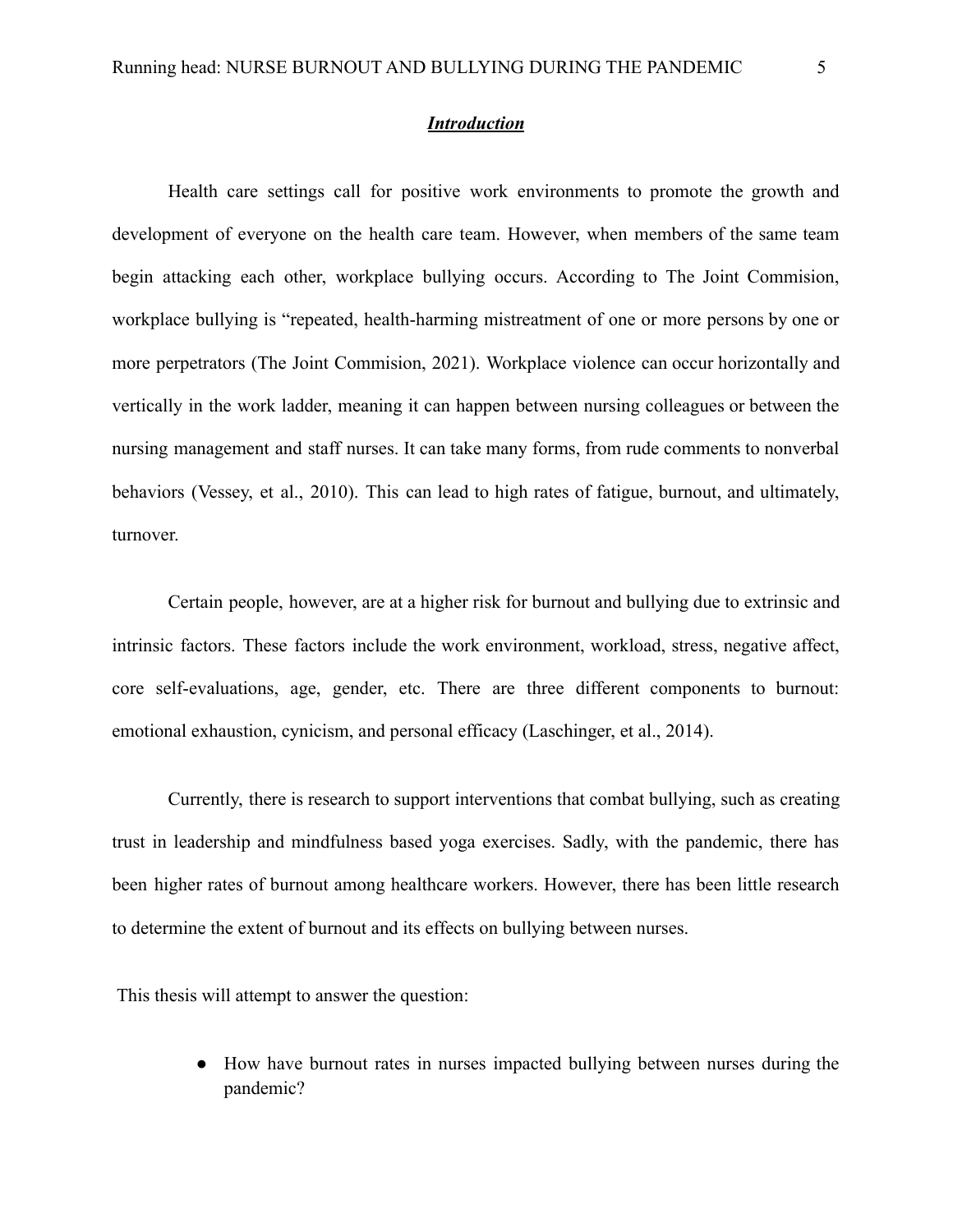## ***Introduction***

Health care settings call for positive work environments to promote the growth and development of everyone on the health care team. However, when members of the same team begin attacking each other, workplace bullying occurs. According to The Joint Commision, workplace bullying is "repeated, health-harming mistreatment of one or more persons by one or more perpetrators (The Joint Commision, 2021). Workplace violence can occur horizontally and vertically in the work ladder, meaning it can happen between nursing colleagues or between the nursing management and staff nurses. It can take many forms, from rude comments to nonverbal behaviors (Vessey, et al., 2010). This can lead to high rates of fatigue, burnout, and ultimately, turnover.

Certain people, however, are at a higher risk for burnout and bullying due to extrinsic and intrinsic factors. These factors include the work environment, workload, stress, negative affect, core self-evaluations, age, gender, etc. There are three different components to burnout: emotional exhaustion, cynicism, and personal efficacy (Laschinger, et al., 2014).

Currently, there is research to support interventions that combat bullying, such as creating trust in leadership and mindfulness based yoga exercises. Sadly, with the pandemic, there has been higher rates of burnout among healthcare workers. However, there has been little research to determine the extent of burnout and its effects on bullying between nurses.

This thesis will attempt to answer the question:

- How have burnout rates in nurses impacted bullying between nurses during the pandemic?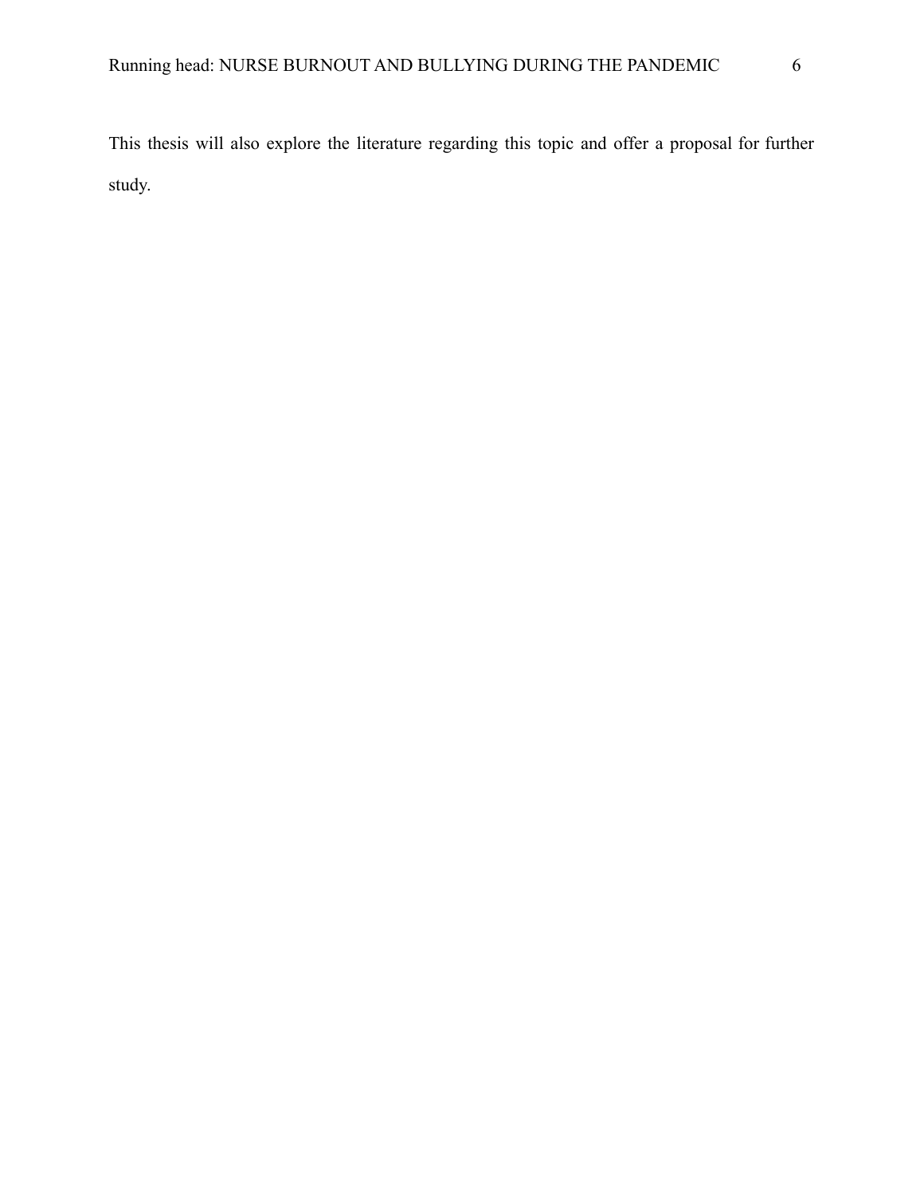This thesis will also explore the literature regarding this topic and offer a proposal for further study.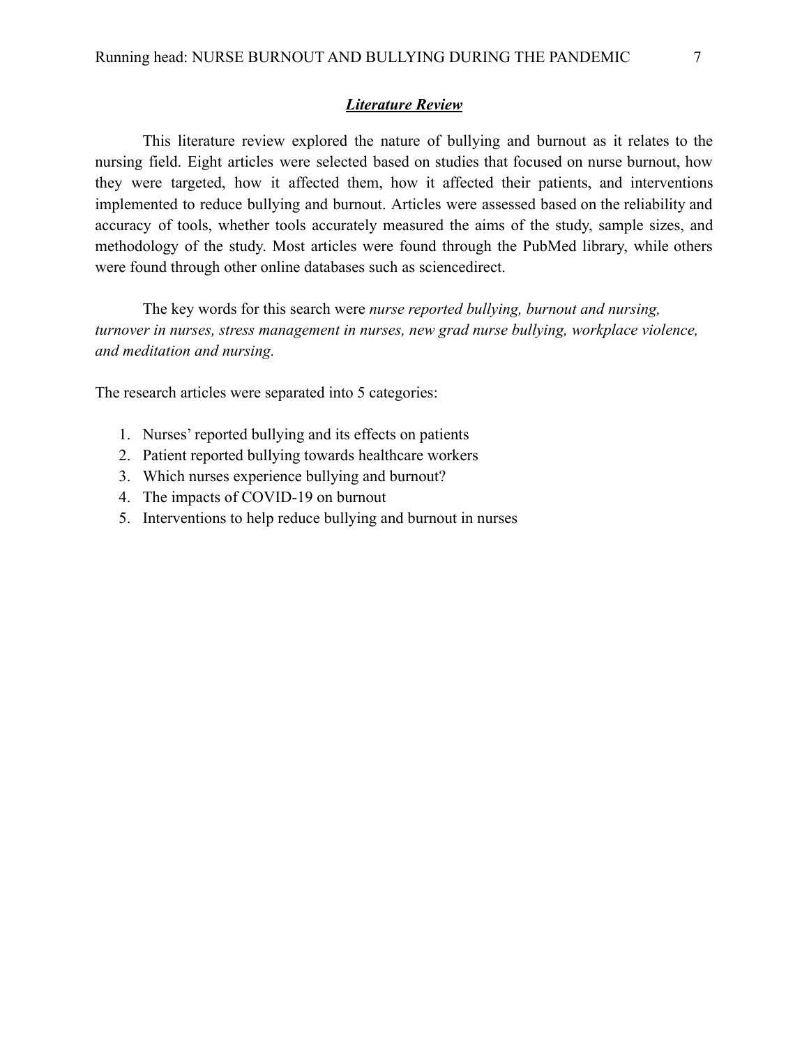## ***Literature Review***

This literature review explored the nature of bullying and burnout as it relates to the nursing field. Eight articles were selected based on studies that focused on nurse burnout, how they were targeted, how it affected them, how it affected their patients, and interventions implemented to reduce bullying and burnout. Articles were assessed based on the reliability and accuracy of tools, whether tools accurately measured the aims of the study, sample sizes, and methodology of the study. Most articles were found through the PubMed library, while others were found through other online databases such as sciencedirect.

The key words for this search were *nurse reported bullying, burnout and nursing, turnover in nurses, stress management in nurses, new grad nurse bullying, workplace violence, and meditation and nursing.*

The research articles were separated into 5 categories:

1. Nurses' reported bullying and its effects on patients
2. Patient reported bullying towards healthcare workers
3. Which nurses experience bullying and burnout?
4. The impacts of COVID-19 on burnout
5. Interventions to help reduce bullying and burnout in nurses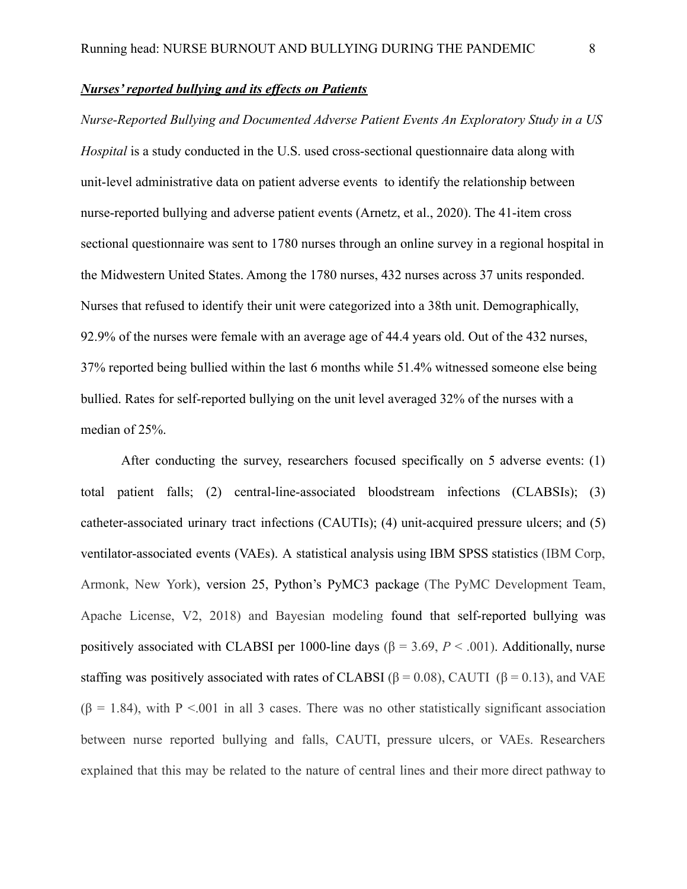***Nurses' reported bullying and its effects on Patients***

*Nurse-Reported Bullying and Documented Adverse Patient Events An Exploratory Study in a US Hospital* is a study conducted in the U.S. used cross-sectional questionnaire data along with unit-level administrative data on patient adverse events to identify the relationship between nurse-reported bullying and adverse patient events (Arnetz, et al., 2020). The 41-item cross sectional questionnaire was sent to 1780 nurses through an online survey in a regional hospital in the Midwestern United States. Among the 1780 nurses, 432 nurses across 37 units responded. Nurses that refused to identify their unit were categorized into a 38th unit. Demographically, 92.9% of the nurses were female with an average age of 44.4 years old. Out of the 432 nurses, 37% reported being bullied within the last 6 months while 51.4% witnessed someone else being bullied. Rates for self-reported bullying on the unit level averaged 32% of the nurses with a median of 25%.

After conducting the survey, researchers focused specifically on 5 adverse events: (1) total patient falls; (2) central-line-associated bloodstream infections (CLABSIs); (3) catheter-associated urinary tract infections (CAUTIs); (4) unit-acquired pressure ulcers; and (5) ventilator-associated events (VAEs). A statistical analysis using IBM SPSS statistics (IBM Corp, Armonk, New York), version 25, Python's PyMC3 package (The PyMC Development Team, Apache License, V2, 2018) and Bayesian modeling found that self-reported bullying was positively associated with CLABSI per 1000-line days ($\beta = 3.69$, $P < .001$). Additionally, nurse staffing was positively associated with rates of CLABSI ($\beta = 0.08$), CAUTI ($\beta = 0.13$), and VAE ($\beta = 1.84$), with $P < .001$ in all 3 cases. There was no other statistically significant association between nurse reported bullying and falls, CAUTI, pressure ulcers, or VAEs. Researchers explained that this may be related to the nature of central lines and their more direct pathway to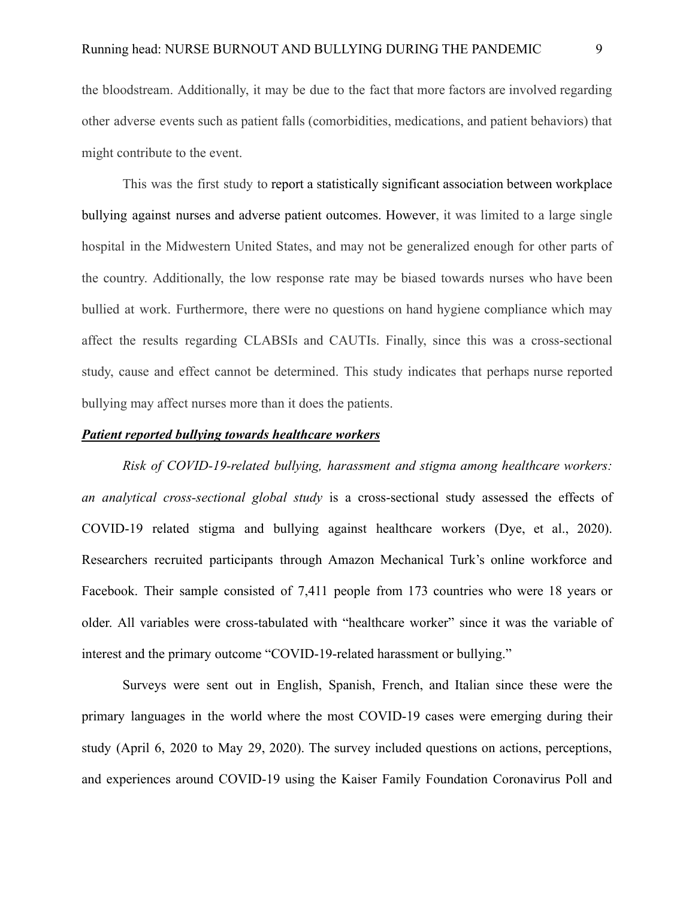the bloodstream. Additionally, it may be due to the fact that more factors are involved regarding other adverse events such as patient falls (comorbidities, medications, and patient behaviors) that might contribute to the event.

This was the first study to report a statistically significant association between workplace bullying against nurses and adverse patient outcomes. However, it was limited to a large single hospital in the Midwestern United States, and may not be generalized enough for other parts of the country. Additionally, the low response rate may be biased towards nurses who have been bullied at work. Furthermore, there were no questions on hand hygiene compliance which may affect the results regarding CLABSIs and CAUTIs. Finally, since this was a cross-sectional study, cause and effect cannot be determined. This study indicates that perhaps nurse reported bullying may affect nurses more than it does the patients.

***Patient reported bullying towards healthcare workers***

*Risk of COVID-19-related bullying, harassment and stigma among healthcare workers: an analytical cross-sectional global study* is a cross-sectional study assessed the effects of COVID-19 related stigma and bullying against healthcare workers (Dye, et al., 2020). Researchers recruited participants through Amazon Mechanical Turk's online workforce and Facebook. Their sample consisted of 7,411 people from 173 countries who were 18 years or older. All variables were cross-tabulated with "healthcare worker" since it was the variable of interest and the primary outcome "COVID-19-related harassment or bullying."

Surveys were sent out in English, Spanish, French, and Italian since these were the primary languages in the world where the most COVID-19 cases were emerging during their study (April 6, 2020 to May 29, 2020). The survey included questions on actions, perceptions, and experiences around COVID-19 using the Kaiser Family Foundation Coronavirus Poll and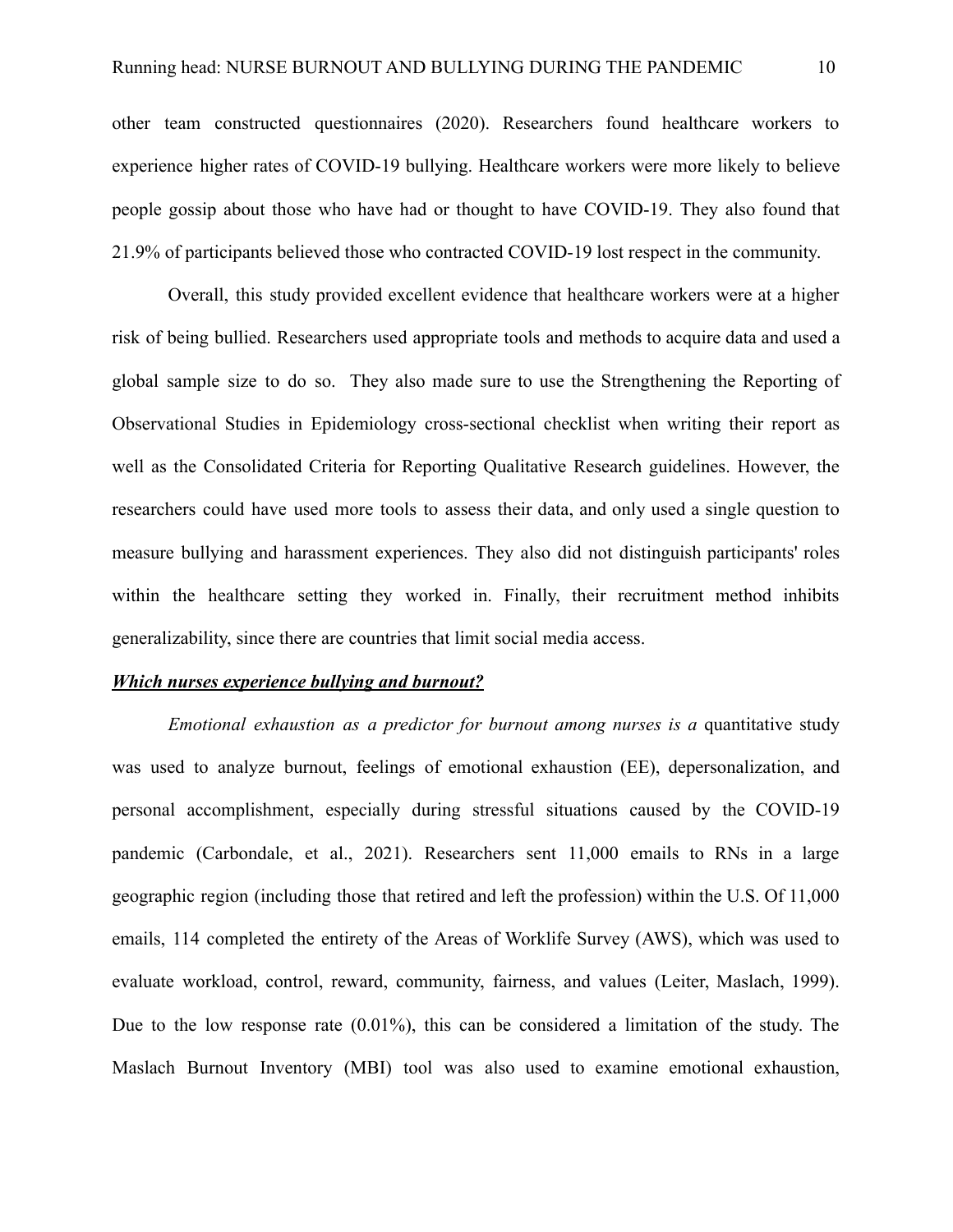other team constructed questionnaires (2020). Researchers found healthcare workers to experience higher rates of COVID-19 bullying. Healthcare workers were more likely to believe people gossip about those who have had or thought to have COVID-19. They also found that 21.9% of participants believed those who contracted COVID-19 lost respect in the community.

Overall, this study provided excellent evidence that healthcare workers were at a higher risk of being bullied. Researchers used appropriate tools and methods to acquire data and used a global sample size to do so. They also made sure to use the Strengthening the Reporting of Observational Studies in Epidemiology cross-sectional checklist when writing their report as well as the Consolidated Criteria for Reporting Qualitative Research guidelines. However, the researchers could have used more tools to assess their data, and only used a single question to measure bullying and harassment experiences. They also did not distinguish participants' roles within the healthcare setting they worked in. Finally, their recruitment method inhibits generalizability, since there are countries that limit social media access.

***Which nurses experience bullying and burnout?***

*Emotional exhaustion as a predictor for burnout among nurses is a* quantitative study was used to analyze burnout, feelings of emotional exhaustion (EE), depersonalization, and personal accomplishment, especially during stressful situations caused by the COVID-19 pandemic (Carbondale, et al., 2021). Researchers sent 11,000 emails to RNs in a large geographic region (including those that retired and left the profession) within the U.S. Of 11,000 emails, 114 completed the entirety of the Areas of Worklife Survey (AWS), which was used to evaluate workload, control, reward, community, fairness, and values (Leiter, Maslach, 1999). Due to the low response rate (0.01%), this can be considered a limitation of the study. The Maslach Burnout Inventory (MBI) tool was also used to examine emotional exhaustion,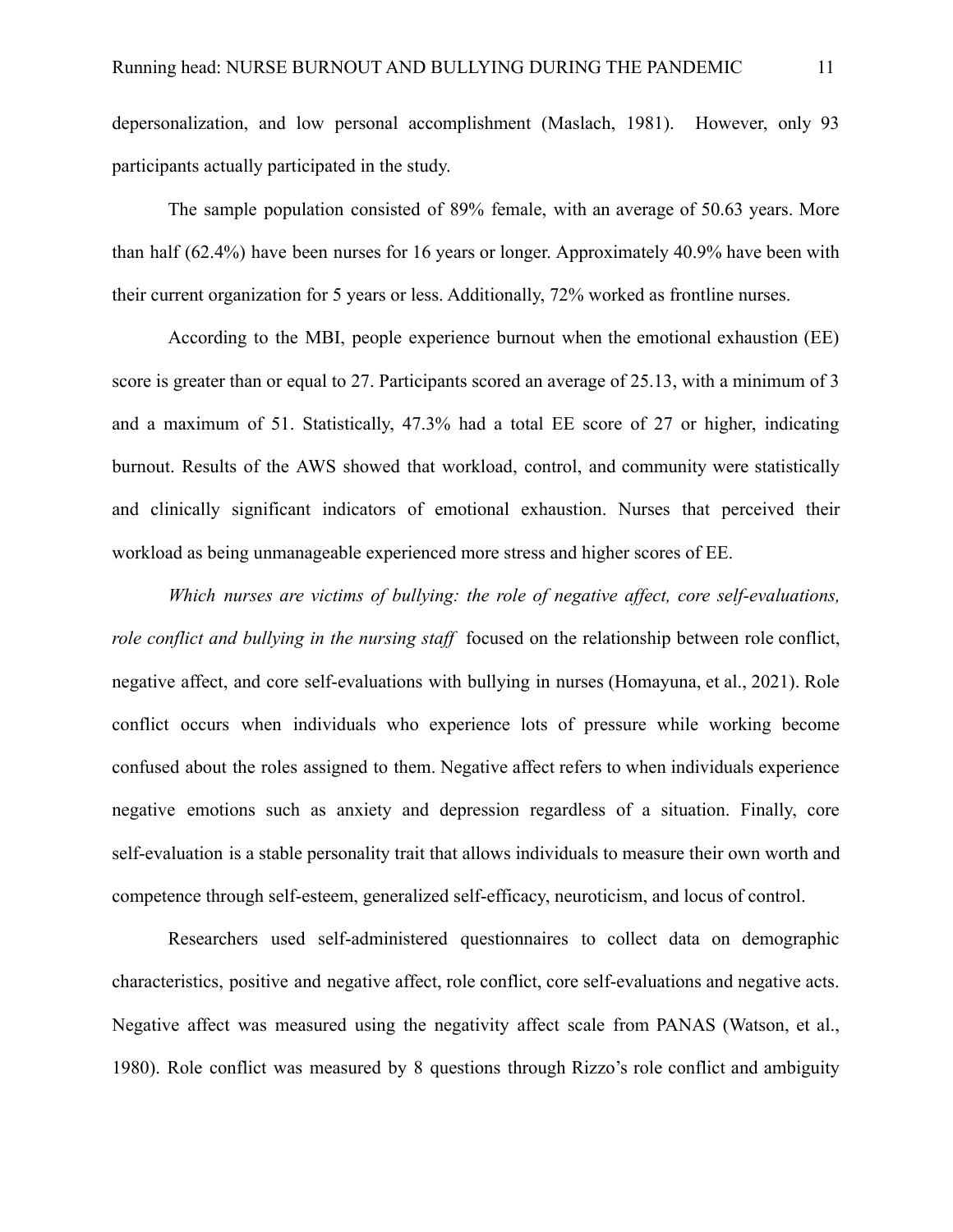depersonalization, and low personal accomplishment (Maslach, 1981). However, only 93 participants actually participated in the study.

The sample population consisted of 89% female, with an average of 50.63 years. More than half (62.4%) have been nurses for 16 years or longer. Approximately 40.9% have been with their current organization for 5 years or less. Additionally, 72% worked as frontline nurses.

According to the MBI, people experience burnout when the emotional exhaustion (EE) score is greater than or equal to 27. Participants scored an average of 25.13, with a minimum of 3 and a maximum of 51. Statistically, 47.3% had a total EE score of 27 or higher, indicating burnout. Results of the AWS showed that workload, control, and community were statistically and clinically significant indicators of emotional exhaustion. Nurses that perceived their workload as being unmanageable experienced more stress and higher scores of EE.

*Which nurses are victims of bullying: the role of negative affect, core self-evaluations, role conflict and bullying in the nursing staff* focused on the relationship between role conflict, negative affect, and core self-evaluations with bullying in nurses (Homayuna, et al., 2021). Role conflict occurs when individuals who experience lots of pressure while working become confused about the roles assigned to them. Negative affect refers to when individuals experience negative emotions such as anxiety and depression regardless of a situation. Finally, core self-evaluation is a stable personality trait that allows individuals to measure their own worth and competence through self-esteem, generalized self-efficacy, neuroticism, and locus of control.

Researchers used self-administered questionnaires to collect data on demographic characteristics, positive and negative affect, role conflict, core self-evaluations and negative acts. Negative affect was measured using the negativity affect scale from PANAS (Watson, et al., 1980). Role conflict was measured by 8 questions through Rizzo's role conflict and ambiguity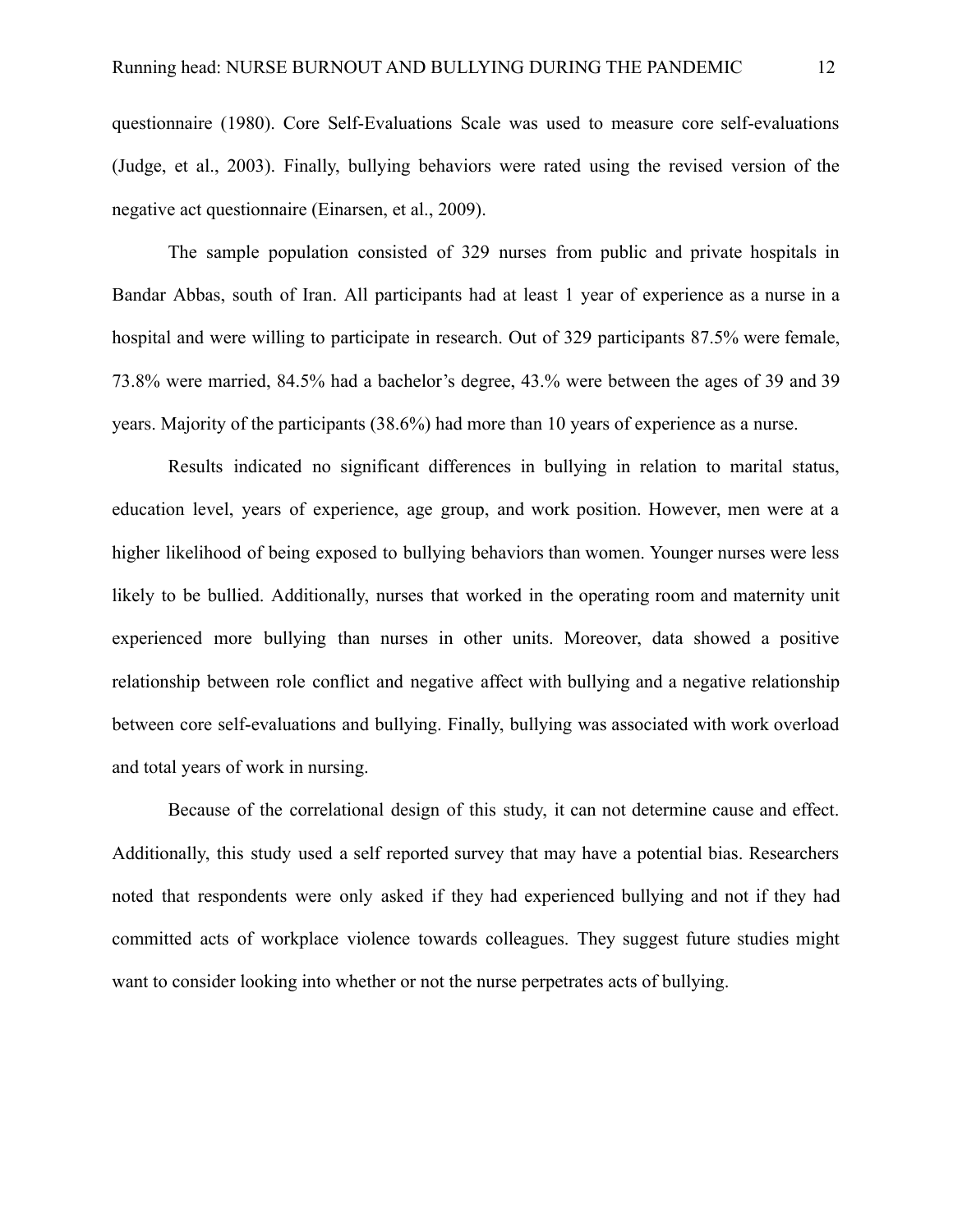questionnaire (1980). Core Self-Evaluations Scale was used to measure core self-evaluations (Judge, et al., 2003). Finally, bullying behaviors were rated using the revised version of the negative act questionnaire (Einarsen, et al., 2009).

The sample population consisted of 329 nurses from public and private hospitals in Bandar Abbas, south of Iran. All participants had at least 1 year of experience as a nurse in a hospital and were willing to participate in research. Out of 329 participants 87.5% were female, 73.8% were married, 84.5% had a bachelor's degree, 43.% were between the ages of 39 and 39 years. Majority of the participants (38.6%) had more than 10 years of experience as a nurse.

Results indicated no significant differences in bullying in relation to marital status, education level, years of experience, age group, and work position. However, men were at a higher likelihood of being exposed to bullying behaviors than women. Younger nurses were less likely to be bullied. Additionally, nurses that worked in the operating room and maternity unit experienced more bullying than nurses in other units. Moreover, data showed a positive relationship between role conflict and negative affect with bullying and a negative relationship between core self-evaluations and bullying. Finally, bullying was associated with work overload and total years of work in nursing.

Because of the correlational design of this study, it can not determine cause and effect. Additionally, this study used a self reported survey that may have a potential bias. Researchers noted that respondents were only asked if they had experienced bullying and not if they had committed acts of workplace violence towards colleagues. They suggest future studies might want to consider looking into whether or not the nurse perpetrates acts of bullying.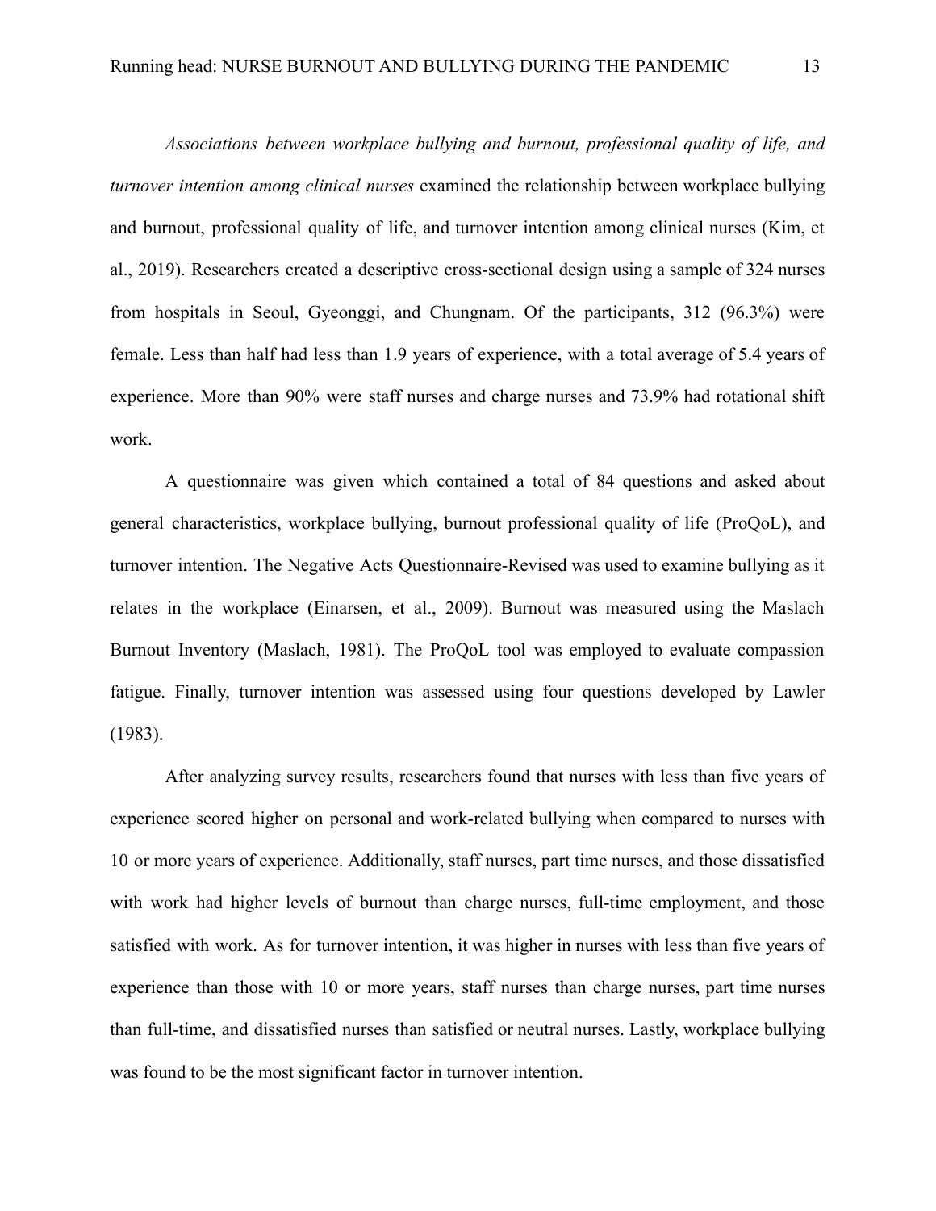*Associations between workplace bullying and burnout, professional quality of life, and turnover intention among clinical nurses* examined the relationship between workplace bullying and burnout, professional quality of life, and turnover intention among clinical nurses (Kim, et al., 2019). Researchers created a descriptive cross-sectional design using a sample of 324 nurses from hospitals in Seoul, Gyeonggi, and Chungnam. Of the participants, 312 (96.3%) were female. Less than half had less than 1.9 years of experience, with a total average of 5.4 years of experience. More than 90% were staff nurses and charge nurses and 73.9% had rotational shift work.

A questionnaire was given which contained a total of 84 questions and asked about general characteristics, workplace bullying, burnout professional quality of life (ProQoL), and turnover intention. The Negative Acts Questionnaire-Revised was used to examine bullying as it relates in the workplace (Einarsen, et al., 2009). Burnout was measured using the Maslach Burnout Inventory (Maslach, 1981). The ProQoL tool was employed to evaluate compassion fatigue. Finally, turnover intention was assessed using four questions developed by Lawler (1983).

After analyzing survey results, researchers found that nurses with less than five years of experience scored higher on personal and work-related bullying when compared to nurses with 10 or more years of experience. Additionally, staff nurses, part time nurses, and those dissatisfied with work had higher levels of burnout than charge nurses, full-time employment, and those satisfied with work. As for turnover intention, it was higher in nurses with less than five years of experience than those with 10 or more years, staff nurses than charge nurses, part time nurses than full-time, and dissatisfied nurses than satisfied or neutral nurses. Lastly, workplace bullying was found to be the most significant factor in turnover intention.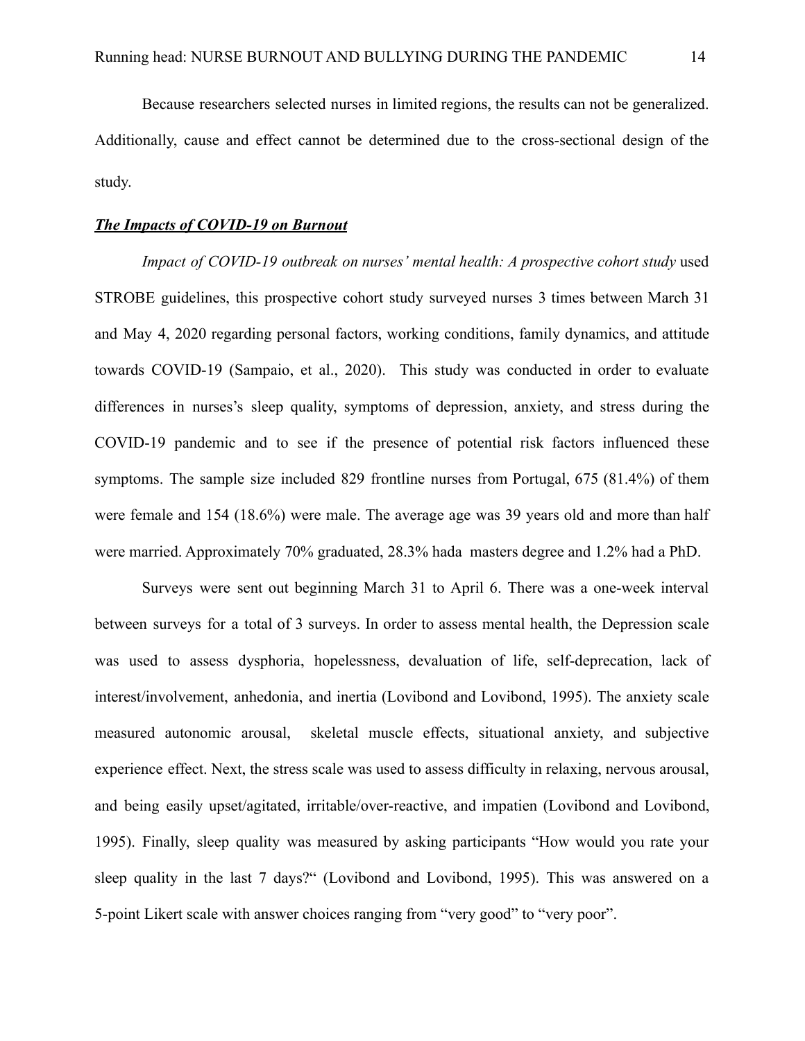Because researchers selected nurses in limited regions, the results can not be generalized. Additionally, cause and effect cannot be determined due to the cross-sectional design of the study.

***<u>The Impacts of COVID-19 on Burnout</u>***

*Impact of COVID-19 outbreak on nurses' mental health: A prospective cohort study* used STROBE guidelines, this prospective cohort study surveyed nurses 3 times between March 31 and May 4, 2020 regarding personal factors, working conditions, family dynamics, and attitude towards COVID-19 (Sampaio, et al., 2020). This study was conducted in order to evaluate differences in nurses's sleep quality, symptoms of depression, anxiety, and stress during the COVID-19 pandemic and to see if the presence of potential risk factors influenced these symptoms. The sample size included 829 frontline nurses from Portugal, 675 (81.4%) of them were female and 154 (18.6%) were male. The average age was 39 years old and more than half were married. Approximately 70% graduated, 28.3% hada masters degree and 1.2% had a PhD.

Surveys were sent out beginning March 31 to April 6. There was a one-week interval between surveys for a total of 3 surveys. In order to assess mental health, the Depression scale was used to assess dysphoria, hopelessness, devaluation of life, self-deprecation, lack of interest/involvement, anhedonia, and inertia (Lovibond and Lovibond, 1995). The anxiety scale measured autonomic arousal, skeletal muscle effects, situational anxiety, and subjective experience effect. Next, the stress scale was used to assess difficulty in relaxing, nervous arousal, and being easily upset/agitated, irritable/over-reactive, and impatien (Lovibond and Lovibond, 1995). Finally, sleep quality was measured by asking participants "How would you rate your sleep quality in the last 7 days?" (Lovibond and Lovibond, 1995). This was answered on a 5-point Likert scale with answer choices ranging from "very good" to "very poor".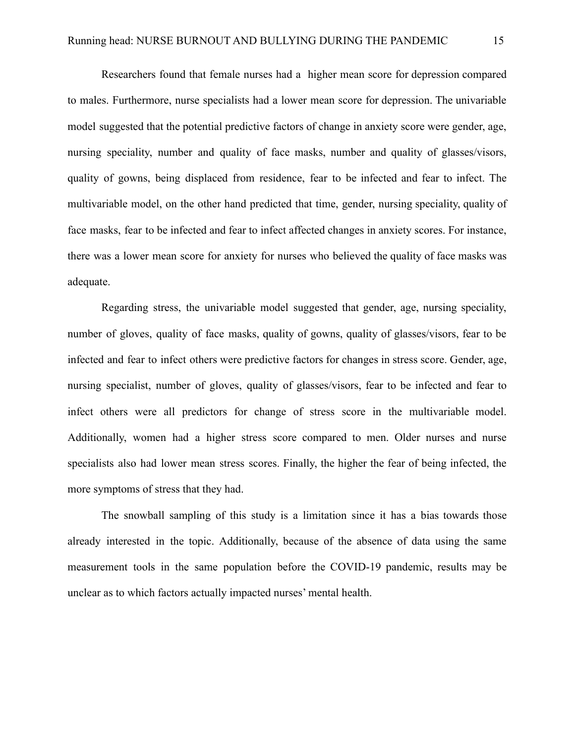Researchers found that female nurses had a higher mean score for depression compared to males. Furthermore, nurse specialists had a lower mean score for depression. The univariable model suggested that the potential predictive factors of change in anxiety score were gender, age, nursing speciality, number and quality of face masks, number and quality of glasses/visors, quality of gowns, being displaced from residence, fear to be infected and fear to infect. The multivariable model, on the other hand predicted that time, gender, nursing speciality, quality of face masks, fear to be infected and fear to infect affected changes in anxiety scores. For instance, there was a lower mean score for anxiety for nurses who believed the quality of face masks was adequate.

Regarding stress, the univariable model suggested that gender, age, nursing speciality, number of gloves, quality of face masks, quality of gowns, quality of glasses/visors, fear to be infected and fear to infect others were predictive factors for changes in stress score. Gender, age, nursing specialist, number of gloves, quality of glasses/visors, fear to be infected and fear to infect others were all predictors for change of stress score in the multivariable model. Additionally, women had a higher stress score compared to men. Older nurses and nurse specialists also had lower mean stress scores. Finally, the higher the fear of being infected, the more symptoms of stress that they had.

The snowball sampling of this study is a limitation since it has a bias towards those already interested in the topic. Additionally, because of the absence of data using the same measurement tools in the same population before the COVID-19 pandemic, results may be unclear as to which factors actually impacted nurses' mental health.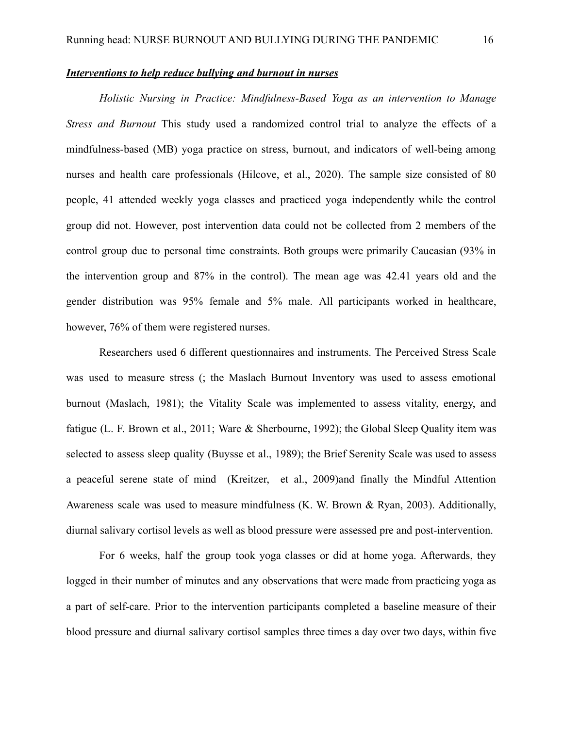***Interventions to help reduce bullying and burnout in nurses***

*Holistic Nursing in Practice: Mindfulness-Based Yoga as an intervention to Manage Stress and Burnout* This study used a randomized control trial to analyze the effects of a mindfulness-based (MB) yoga practice on stress, burnout, and indicators of well-being among nurses and health care professionals (Hilcove, et al., 2020). The sample size consisted of 80 people, 41 attended weekly yoga classes and practiced yoga independently while the control group did not. However, post intervention data could not be collected from 2 members of the control group due to personal time constraints. Both groups were primarily Caucasian (93% in the intervention group and 87% in the control). The mean age was 42.41 years old and the gender distribution was 95% female and 5% male. All participants worked in healthcare, however, 76% of them were registered nurses.

Researchers used 6 different questionnaires and instruments. The Perceived Stress Scale was used to measure stress (; the Maslach Burnout Inventory was used to assess emotional burnout (Maslach, 1981); the Vitality Scale was implemented to assess vitality, energy, and fatigue (L. F. Brown et al., 2011; Ware & Sherbourne, 1992); the Global Sleep Quality item was selected to assess sleep quality (Buysse et al., 1989); the Brief Serenity Scale was used to assess a peaceful serene state of mind (Kreitzer, et al., 2009)and finally the Mindful Attention Awareness scale was used to measure mindfulness (K. W. Brown & Ryan, 2003). Additionally, diurnal salivary cortisol levels as well as blood pressure were assessed pre and post-intervention.

For 6 weeks, half the group took yoga classes or did at home yoga. Afterwards, they logged in their number of minutes and any observations that were made from practicing yoga as a part of self-care. Prior to the intervention participants completed a baseline measure of their blood pressure and diurnal salivary cortisol samples three times a day over two days, within five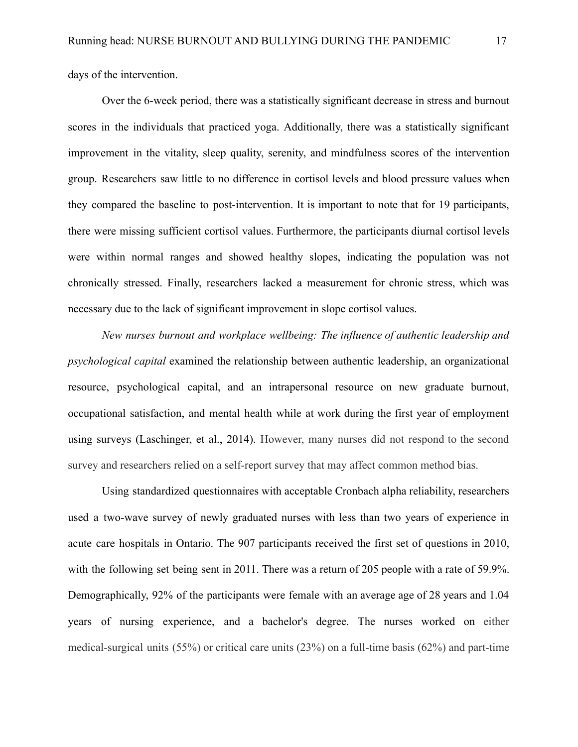days of the intervention.

Over the 6-week period, there was a statistically significant decrease in stress and burnout scores in the individuals that practiced yoga. Additionally, there was a statistically significant improvement in the vitality, sleep quality, serenity, and mindfulness scores of the intervention group. Researchers saw little to no difference in cortisol levels and blood pressure values when they compared the baseline to post-intervention. It is important to note that for 19 participants, there were missing sufficient cortisol values. Furthermore, the participants diurnal cortisol levels were within normal ranges and showed healthy slopes, indicating the population was not chronically stressed. Finally, researchers lacked a measurement for chronic stress, which was necessary due to the lack of significant improvement in slope cortisol values.

*New nurses burnout and workplace wellbeing: The influence of authentic leadership and psychological capital* examined the relationship between authentic leadership, an organizational resource, psychological capital, and an intrapersonal resource on new graduate burnout, occupational satisfaction, and mental health while at work during the first year of employment using surveys (Laschinger, et al., 2014). However, many nurses did not respond to the second survey and researchers relied on a self-report survey that may affect common method bias.

Using standardized questionnaires with acceptable Cronbach alpha reliability, researchers used a two-wave survey of newly graduated nurses with less than two years of experience in acute care hospitals in Ontario. The 907 participants received the first set of questions in 2010, with the following set being sent in 2011. There was a return of 205 people with a rate of 59.9%. Demographically, 92% of the participants were female with an average age of 28 years and 1.04 years of nursing experience, and a bachelor's degree. The nurses worked on either medical-surgical units (55%) or critical care units (23%) on a full-time basis (62%) and part-time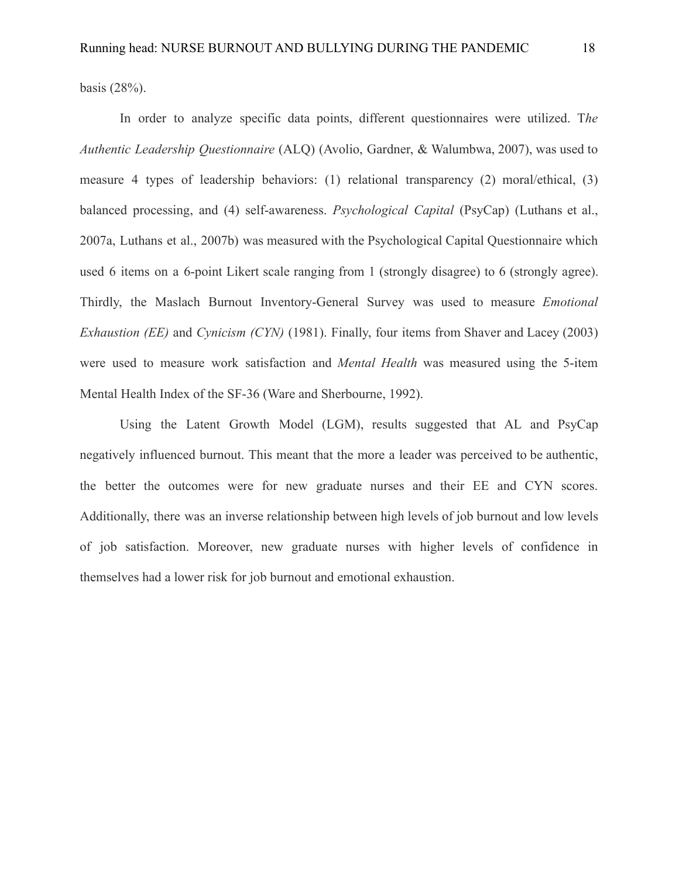basis (28%).

In order to analyze specific data points, different questionnaires were utilized. T*he Authentic Leadership Questionnaire* (ALQ) (Avolio, Gardner, & Walumbwa, 2007), was used to measure 4 types of leadership behaviors: (1) relational transparency (2) moral/ethical, (3) balanced processing, and (4) self-awareness. *Psychological Capital* (PsyCap) (Luthans et al., 2007a, Luthans et al., 2007b) was measured with the Psychological Capital Questionnaire which used 6 items on a 6-point Likert scale ranging from 1 (strongly disagree) to 6 (strongly agree). Thirdly, the Maslach Burnout Inventory-General Survey was used to measure *Emotional Exhaustion (EE)* and *Cynicism (CYN)* (1981). Finally, four items from Shaver and Lacey (2003) were used to measure work satisfaction and *Mental Health* was measured using the 5-item Mental Health Index of the SF-36 (Ware and Sherbourne, 1992).

Using the Latent Growth Model (LGM), results suggested that AL and PsyCap negatively influenced burnout. This meant that the more a leader was perceived to be authentic, the better the outcomes were for new graduate nurses and their EE and CYN scores. Additionally, there was an inverse relationship between high levels of job burnout and low levels of job satisfaction. Moreover, new graduate nurses with higher levels of confidence in themselves had a lower risk for job burnout and emotional exhaustion.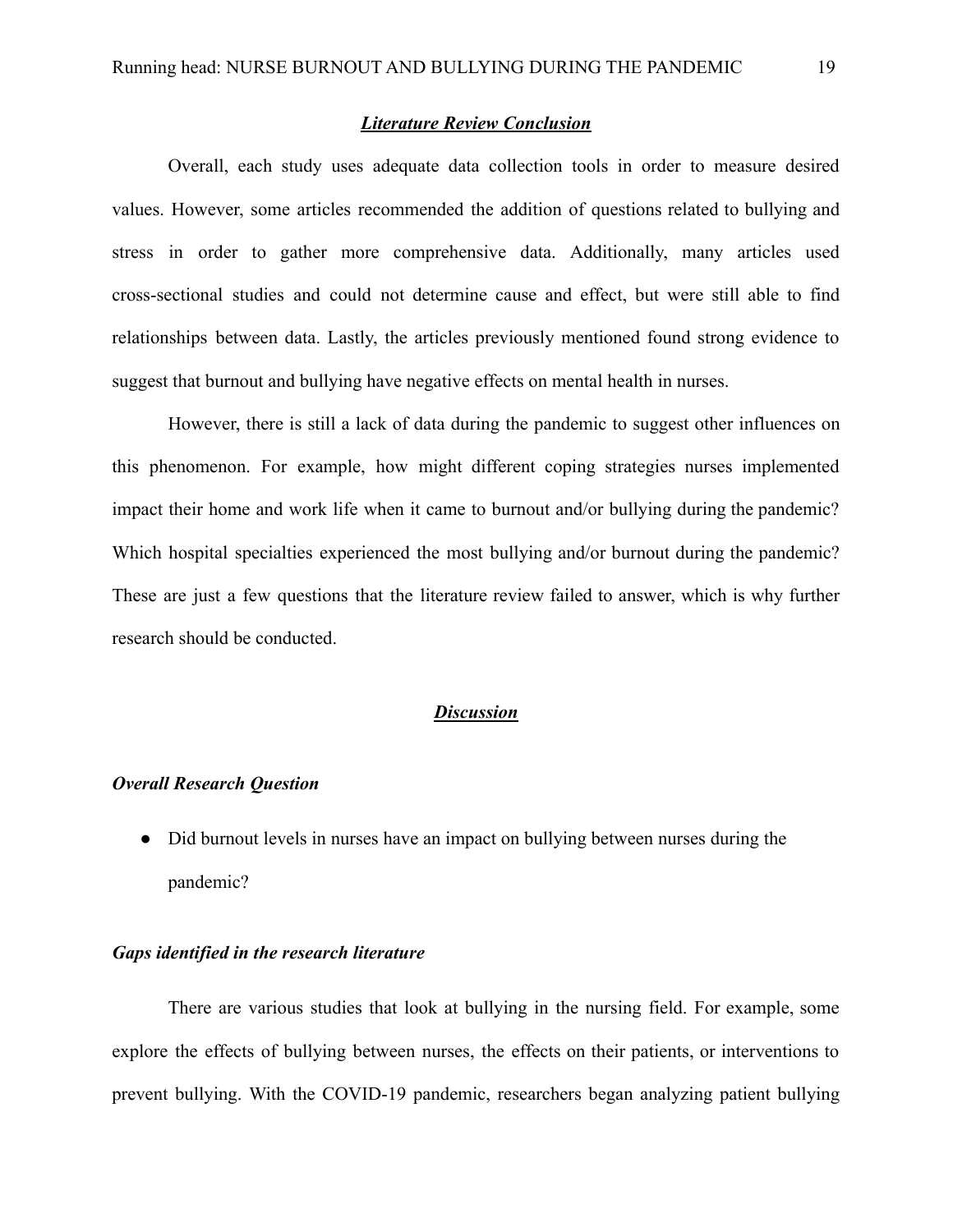## ***Literature Review Conclusion***

Overall, each study uses adequate data collection tools in order to measure desired values. However, some articles recommended the addition of questions related to bullying and stress in order to gather more comprehensive data. Additionally, many articles used cross-sectional studies and could not determine cause and effect, but were still able to find relationships between data. Lastly, the articles previously mentioned found strong evidence to suggest that burnout and bullying have negative effects on mental health in nurses.

However, there is still a lack of data during the pandemic to suggest other influences on this phenomenon. For example, how might different coping strategies nurses implemented impact their home and work life when it came to burnout and/or bullying during the pandemic? Which hospital specialties experienced the most bullying and/or burnout during the pandemic? These are just a few questions that the literature review failed to answer, which is why further research should be conducted.

## ***Discussion***

### *Overall Research Question*

- Did burnout levels in nurses have an impact on bullying between nurses during the pandemic?

### *Gaps identified in the research literature*

There are various studies that look at bullying in the nursing field. For example, some explore the effects of bullying between nurses, the effects on their patients, or interventions to prevent bullying. With the COVID-19 pandemic, researchers began analyzing patient bullying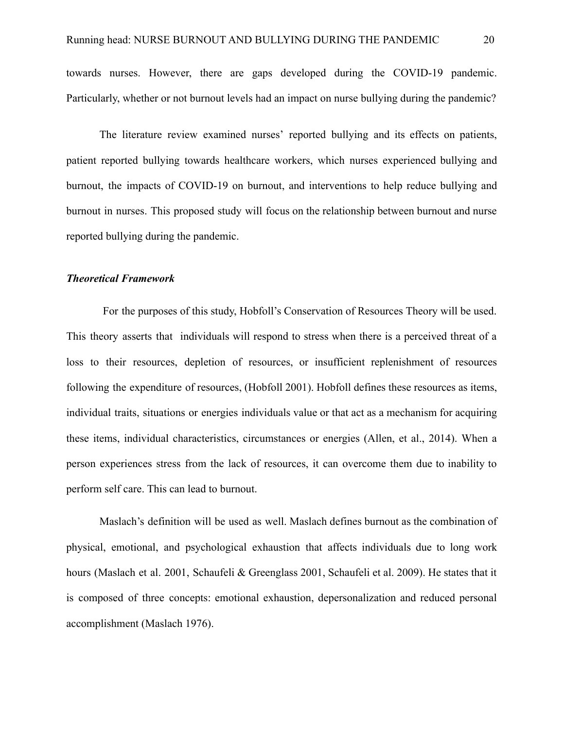towards nurses. However, there are gaps developed during the COVID-19 pandemic. Particularly, whether or not burnout levels had an impact on nurse bullying during the pandemic?

The literature review examined nurses' reported bullying and its effects on patients, patient reported bullying towards healthcare workers, which nurses experienced bullying and burnout, the impacts of COVID-19 on burnout, and interventions to help reduce bullying and burnout in nurses. This proposed study will focus on the relationship between burnout and nurse reported bullying during the pandemic.

***Theoretical Framework***

For the purposes of this study, Hobfoll's Conservation of Resources Theory will be used. This theory asserts that individuals will respond to stress when there is a perceived threat of a loss to their resources, depletion of resources, or insufficient replenishment of resources following the expenditure of resources, (Hobfoll 2001). Hobfoll defines these resources as items, individual traits, situations or energies individuals value or that act as a mechanism for acquiring these items, individual characteristics, circumstances or energies (Allen, et al., 2014). When a person experiences stress from the lack of resources, it can overcome them due to inability to perform self care. This can lead to burnout.

Maslach's definition will be used as well. Maslach defines burnout as the combination of physical, emotional, and psychological exhaustion that affects individuals due to long work hours (Maslach et al. 2001, Schaufeli & Greenglass 2001, Schaufeli et al. 2009). He states that it is composed of three concepts: emotional exhaustion, depersonalization and reduced personal accomplishment (Maslach 1976).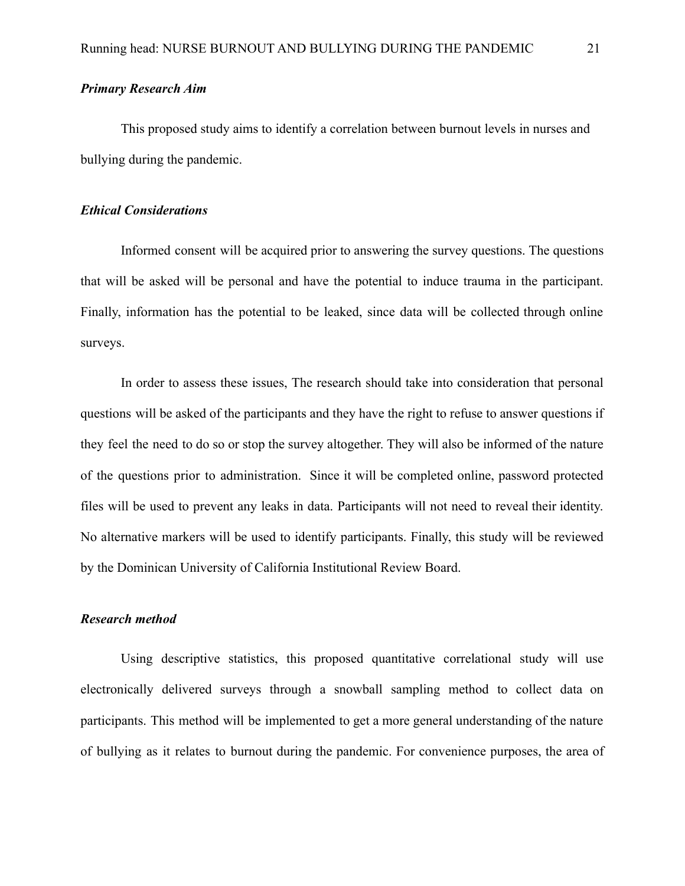### *Primary Research Aim*

This proposed study aims to identify a correlation between burnout levels in nurses and bullying during the pandemic.

### *Ethical Considerations*

Informed consent will be acquired prior to answering the survey questions. The questions that will be asked will be personal and have the potential to induce trauma in the participant. Finally, information has the potential to be leaked, since data will be collected through online surveys.

In order to assess these issues, The research should take into consideration that personal questions will be asked of the participants and they have the right to refuse to answer questions if they feel the need to do so or stop the survey altogether. They will also be informed of the nature of the questions prior to administration. Since it will be completed online, password protected files will be used to prevent any leaks in data. Participants will not need to reveal their identity. No alternative markers will be used to identify participants. Finally, this study will be reviewed by the Dominican University of California Institutional Review Board.

### *Research method*

Using descriptive statistics, this proposed quantitative correlational study will use electronically delivered surveys through a snowball sampling method to collect data on participants. This method will be implemented to get a more general understanding of the nature of bullying as it relates to burnout during the pandemic. For convenience purposes, the area of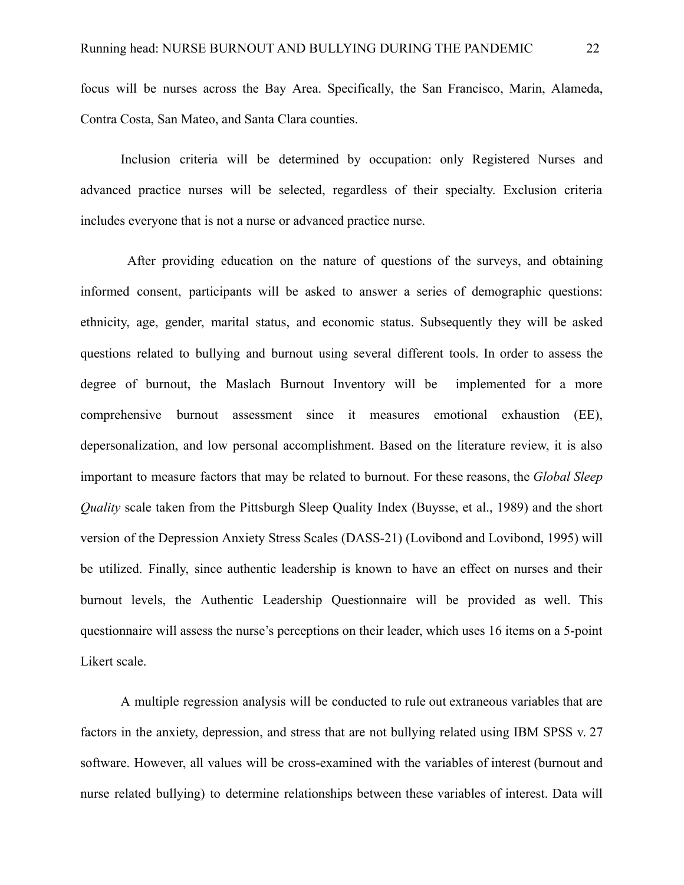focus will be nurses across the Bay Area. Specifically, the San Francisco, Marin, Alameda, Contra Costa, San Mateo, and Santa Clara counties.

Inclusion criteria will be determined by occupation: only Registered Nurses and advanced practice nurses will be selected, regardless of their specialty. Exclusion criteria includes everyone that is not a nurse or advanced practice nurse.

After providing education on the nature of questions of the surveys, and obtaining informed consent, participants will be asked to answer a series of demographic questions: ethnicity, age, gender, marital status, and economic status. Subsequently they will be asked questions related to bullying and burnout using several different tools. In order to assess the degree of burnout, the Maslach Burnout Inventory will be implemented for a more comprehensive burnout assessment since it measures emotional exhaustion (EE), depersonalization, and low personal accomplishment. Based on the literature review, it is also important to measure factors that may be related to burnout. For these reasons, the *Global Sleep Quality* scale taken from the Pittsburgh Sleep Quality Index (Buysse, et al., 1989) and the short version of the Depression Anxiety Stress Scales (DASS-21) (Lovibond and Lovibond, 1995) will be utilized. Finally, since authentic leadership is known to have an effect on nurses and their burnout levels, the Authentic Leadership Questionnaire will be provided as well. This questionnaire will assess the nurse's perceptions on their leader, which uses 16 items on a 5-point Likert scale.

A multiple regression analysis will be conducted to rule out extraneous variables that are factors in the anxiety, depression, and stress that are not bullying related using IBM SPSS v. 27 software. However, all values will be cross-examined with the variables of interest (burnout and nurse related bullying) to determine relationships between these variables of interest. Data will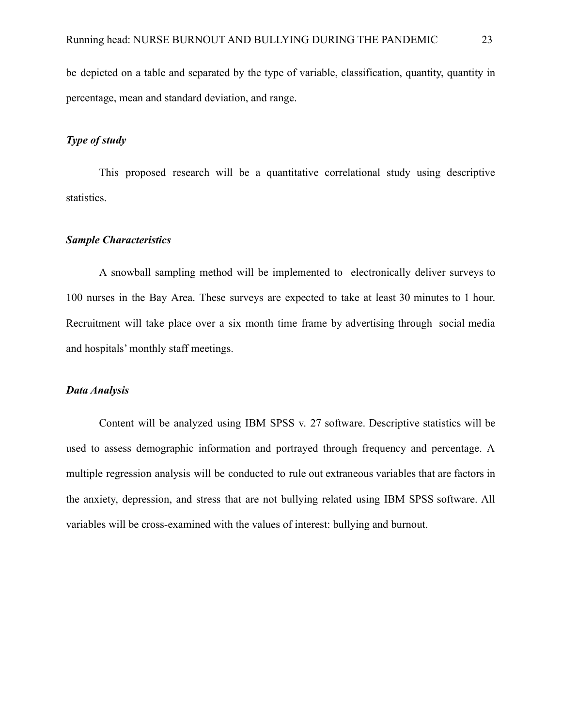be depicted on a table and separated by the type of variable, classification, quantity, quantity in percentage, mean and standard deviation, and range.

### *Type of study*

This proposed research will be a quantitative correlational study using descriptive statistics.

### *Sample Characteristics*

A snowball sampling method will be implemented to electronically deliver surveys to 100 nurses in the Bay Area. These surveys are expected to take at least 30 minutes to 1 hour. Recruitment will take place over a six month time frame by advertising through social media and hospitals' monthly staff meetings.

### *Data Analysis*

Content will be analyzed using IBM SPSS v. 27 software. Descriptive statistics will be used to assess demographic information and portrayed through frequency and percentage. A multiple regression analysis will be conducted to rule out extraneous variables that are factors in the anxiety, depression, and stress that are not bullying related using IBM SPSS software. All variables will be cross-examined with the values of interest: bullying and burnout.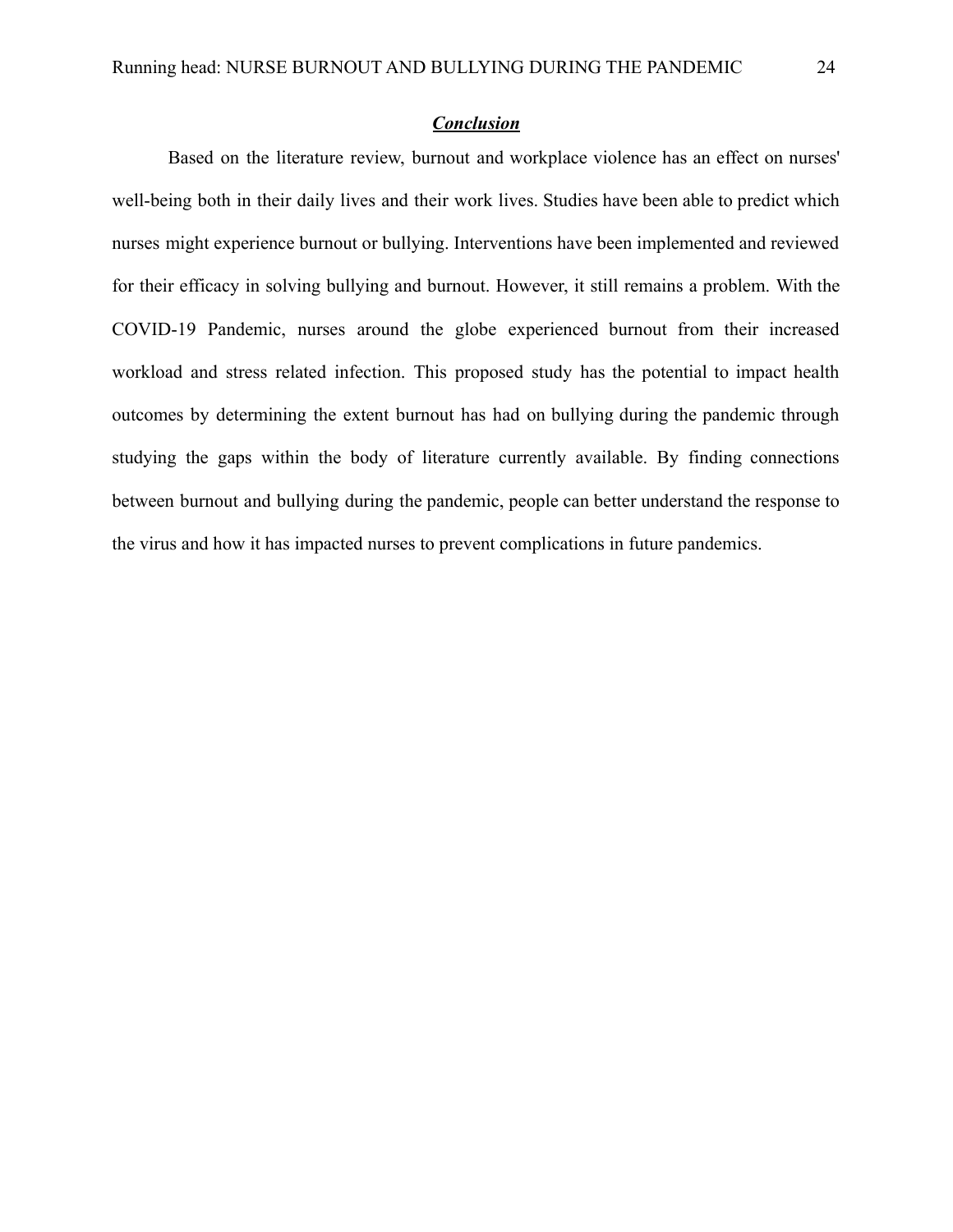## ***Conclusion***

Based on the literature review, burnout and workplace violence has an effect on nurses' well-being both in their daily lives and their work lives. Studies have been able to predict which nurses might experience burnout or bullying. Interventions have been implemented and reviewed for their efficacy in solving bullying and burnout. However, it still remains a problem. With the COVID-19 Pandemic, nurses around the globe experienced burnout from their increased workload and stress related infection. This proposed study has the potential to impact health outcomes by determining the extent burnout has had on bullying during the pandemic through studying the gaps within the body of literature currently available. By finding connections between burnout and bullying during the pandemic, people can better understand the response to the virus and how it has impacted nurses to prevent complications in future pandemics.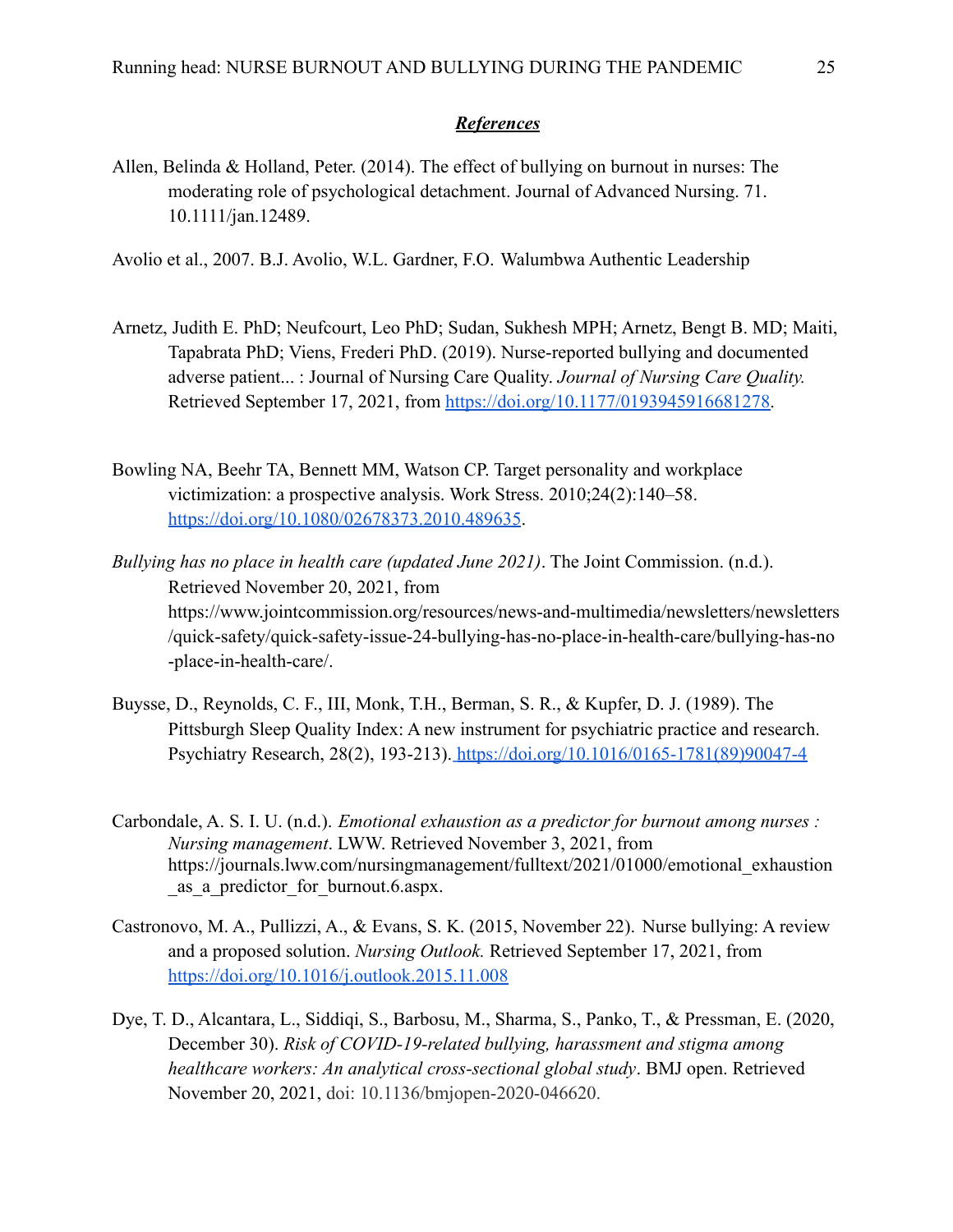## ***References***

Allen, Belinda & Holland, Peter. (2014). The effect of bullying on burnout in nurses: The moderating role of psychological detachment. Journal of Advanced Nursing. 71. 10.1111/jan.12489.

Avolio et al., 2007. B.J. Avolio, W.L. Gardner, F.O. Walumbwa Authentic Leadership

Arnetz, Judith E. PhD; Neufcourt, Leo PhD; Sudan, Sukhesh MPH; Arnetz, Bengt B. MD; Maiti, Tapabrata PhD; Viens, Frederi PhD. (2019). Nurse-reported bullying and documented adverse patient... : Journal of Nursing Care Quality. *Journal of Nursing Care Quality.* Retrieved September 17, 2021, from https://doi.org/10.1177/0193945916681278.

Bowling NA, Beehr TA, Bennett MM, Watson CP. Target personality and workplace victimization: a prospective analysis. Work Stress. 2010;24(2):140–58. https://doi.org/10.1080/02678373.2010.489635.

*Bullying has no place in health care (updated June 2021)*. The Joint Commission. (n.d.). Retrieved November 20, 2021, from https://www.jointcommission.org/resources/news-and-multimedia/newsletters/newsletters/quick-safety/quick-safety-issue-24-bullying-has-no-place-in-health-care/bullying-has-no-place-in-health-care/.

Buysse, D., Reynolds, C. F., III, Monk, T.H., Berman, S. R., & Kupfer, D. J. (1989). The Pittsburgh Sleep Quality Index: A new instrument for psychiatric practice and research. Psychiatry Research, 28(2), 193-213). https://doi.org/10.1016/0165-1781(89)90047-4

Carbondale, A. S. I. U. (n.d.). *Emotional exhaustion as a predictor for burnout among nurses : Nursing management*. LWW. Retrieved November 3, 2021, from https://journals.lww.com/nursingmanagement/fulltext/2021/01000/emotional_exhaustion_as_a_predictor_for_burnout.6.aspx.

Castronovo, M. A., Pullizzi, A., & Evans, S. K. (2015, November 22). Nurse bullying: A review and a proposed solution. *Nursing Outlook.* Retrieved September 17, 2021, from https://doi.org/10.1016/j.outlook.2015.11.008

Dye, T. D., Alcantara, L., Siddiqi, S., Barbosu, M., Sharma, S., Panko, T., & Pressman, E. (2020, December 30). *Risk of COVID-19-related bullying, harassment and stigma among healthcare workers: An analytical cross-sectional global study*. BMJ open. Retrieved November 20, 2021, doi: 10.1136/bmjopen-2020-046620.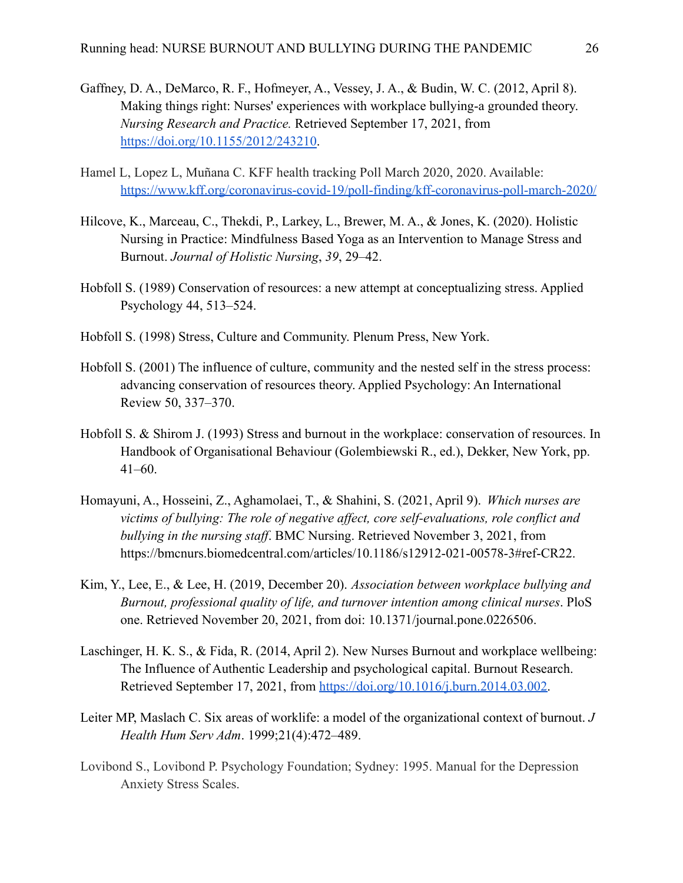Gaffney, D. A., DeMarco, R. F., Hofmeyer, A., Vessey, J. A., & Budin, W. C. (2012, April 8). Making things right: Nurses' experiences with workplace bullying-a grounded theory. *Nursing Research and Practice.* Retrieved September 17, 2021, from https://doi.org/10.1155/2012/243210.

Hamel L, Lopez L, Muñana C. KFF health tracking Poll March 2020, 2020. Available: https://www.kff.org/coronavirus-covid-19/poll-finding/kff-coronavirus-poll-march-2020/

Hilcove, K., Marceau, C., Thekdi, P., Larkey, L., Brewer, M. A., & Jones, K. (2020). Holistic Nursing in Practice: Mindfulness Based Yoga as an Intervention to Manage Stress and Burnout. *Journal of Holistic Nursing*, *39*, 29–42.

Hobfoll S. (1989) Conservation of resources: a new attempt at conceptualizing stress. Applied Psychology 44, 513–524.

Hobfoll S. (1998) Stress, Culture and Community. Plenum Press, New York.

Hobfoll S. (2001) The influence of culture, community and the nested self in the stress process: advancing conservation of resources theory. Applied Psychology: An International Review 50, 337–370.

Hobfoll S. & Shirom J. (1993) Stress and burnout in the workplace: conservation of resources. In Handbook of Organisational Behaviour (Golembiewski R., ed.), Dekker, New York, pp. 41–60.

Homayuni, A., Hosseini, Z., Aghamolaei, T., & Shahini, S. (2021, April 9). *Which nurses are victims of bullying: The role of negative affect, core self-evaluations, role conflict and bullying in the nursing staff*. BMC Nursing. Retrieved November 3, 2021, from https://bmcnurs.biomedcentral.com/articles/10.1186/s12912-021-00578-3#ref-CR22.

Kim, Y., Lee, E., & Lee, H. (2019, December 20). *Association between workplace bullying and Burnout, professional quality of life, and turnover intention among clinical nurses*. PloS one. Retrieved November 20, 2021, from doi: 10.1371/journal.pone.0226506.

Laschinger, H. K. S., & Fida, R. (2014, April 2). New Nurses Burnout and workplace wellbeing: The Influence of Authentic Leadership and psychological capital. Burnout Research. Retrieved September 17, 2021, from https://doi.org/10.1016/j.burn.2014.03.002.

Leiter MP, Maslach C. Six areas of worklife: a model of the organizational context of burnout. *J Health Hum Serv Adm*. 1999;21(4):472–489.

Lovibond S., Lovibond P. Psychology Foundation; Sydney: 1995. Manual for the Depression Anxiety Stress Scales.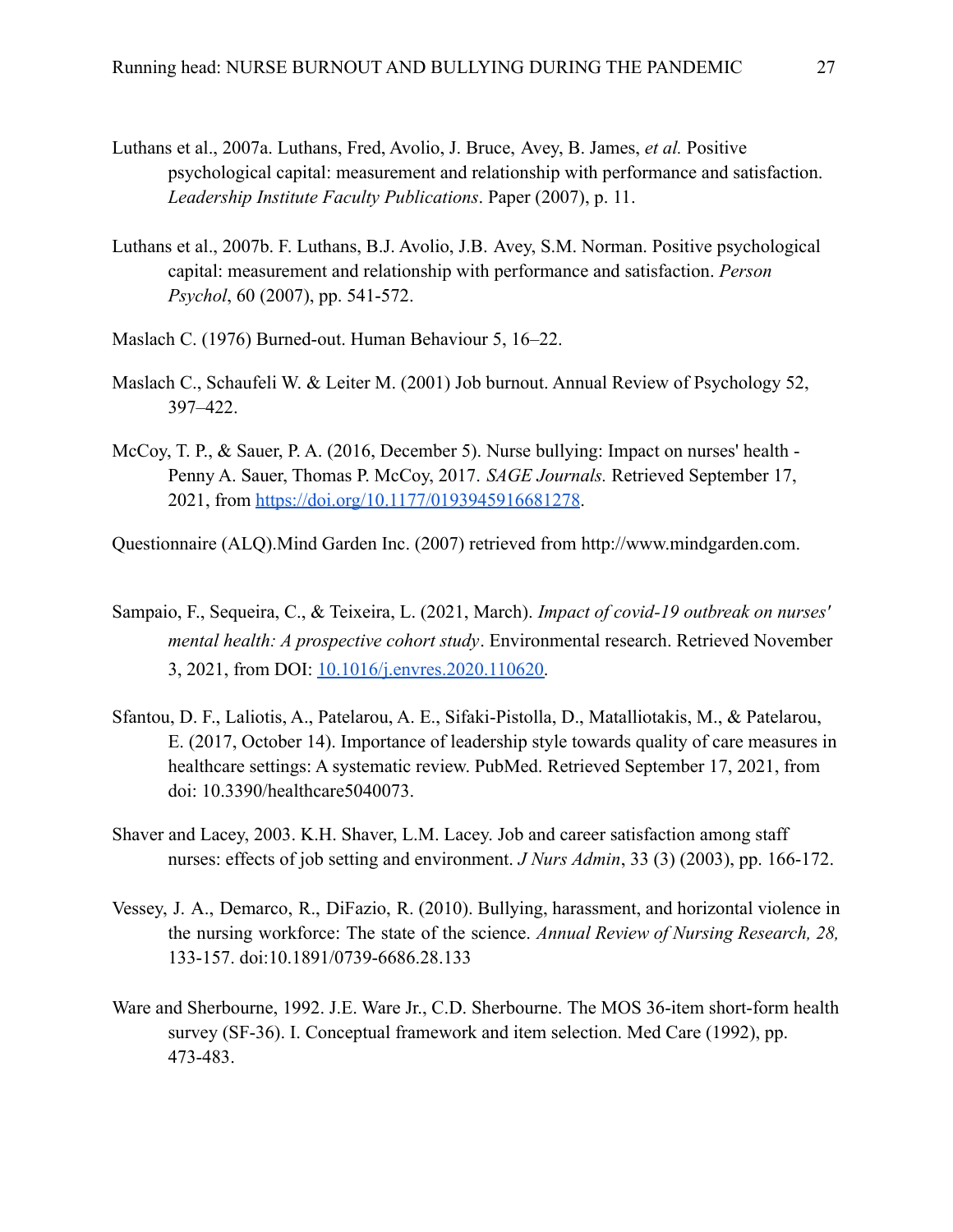Luthans et al., 2007a. Luthans, Fred, Avolio, J. Bruce, Avey, B. James, *et al.* Positive psychological capital: measurement and relationship with performance and satisfaction. *Leadership Institute Faculty Publications*. Paper (2007), p. 11.

Luthans et al., 2007b. F. Luthans, B.J. Avolio, J.B. Avey, S.M. Norman. Positive psychological capital: measurement and relationship with performance and satisfaction. *Person Psychol*, 60 (2007), pp. 541-572.

Maslach C. (1976) Burned-out. Human Behaviour 5, 16–22.

Maslach C., Schaufeli W. & Leiter M. (2001) Job burnout. Annual Review of Psychology 52, 397–422.

McCoy, T. P., & Sauer, P. A. (2016, December 5). Nurse bullying: Impact on nurses' health - Penny A. Sauer, Thomas P. McCoy, 2017. *SAGE Journals.* Retrieved September 17, 2021, from [https://doi.org/10.1177/0193945916681278](https://doi.org/10.1177/0193945916681278).

Questionnaire (ALQ).Mind Garden Inc. (2007) retrieved from http://www.mindgarden.com.

Sampaio, F., Sequeira, C., & Teixeira, L. (2021, March). *Impact of covid-19 outbreak on nurses' mental health: A prospective cohort study*. Environmental research. Retrieved November 3, 2021, from DOI: [10.1016/j.envres.2020.110620](https://doi.org/10.1016/j.envres.2020.110620).

Sfantou, D. F., Laliotis, A., Patelarou, A. E., Sifaki-Pistolla, D., Matalliotakis, M., & Patelarou, E. (2017, October 14). Importance of leadership style towards quality of care measures in healthcare settings: A systematic review. PubMed. Retrieved September 17, 2021, from doi: 10.3390/healthcare5040073.

Shaver and Lacey, 2003. K.H. Shaver, L.M. Lacey. Job and career satisfaction among staff nurses: effects of job setting and environment. *J Nurs Admin*, 33 (3) (2003), pp. 166-172.

Vessey, J. A., Demarco, R., DiFazio, R. (2010). Bullying, harassment, and horizontal violence in the nursing workforce: The state of the science. *Annual Review of Nursing Research, 28,* 133-157. doi:10.1891/0739-6686.28.133

Ware and Sherbourne, 1992. J.E. Ware Jr., C.D. Sherbourne. The MOS 36-item short-form health survey (SF-36). I. Conceptual framework and item selection. Med Care (1992), pp. 473-483.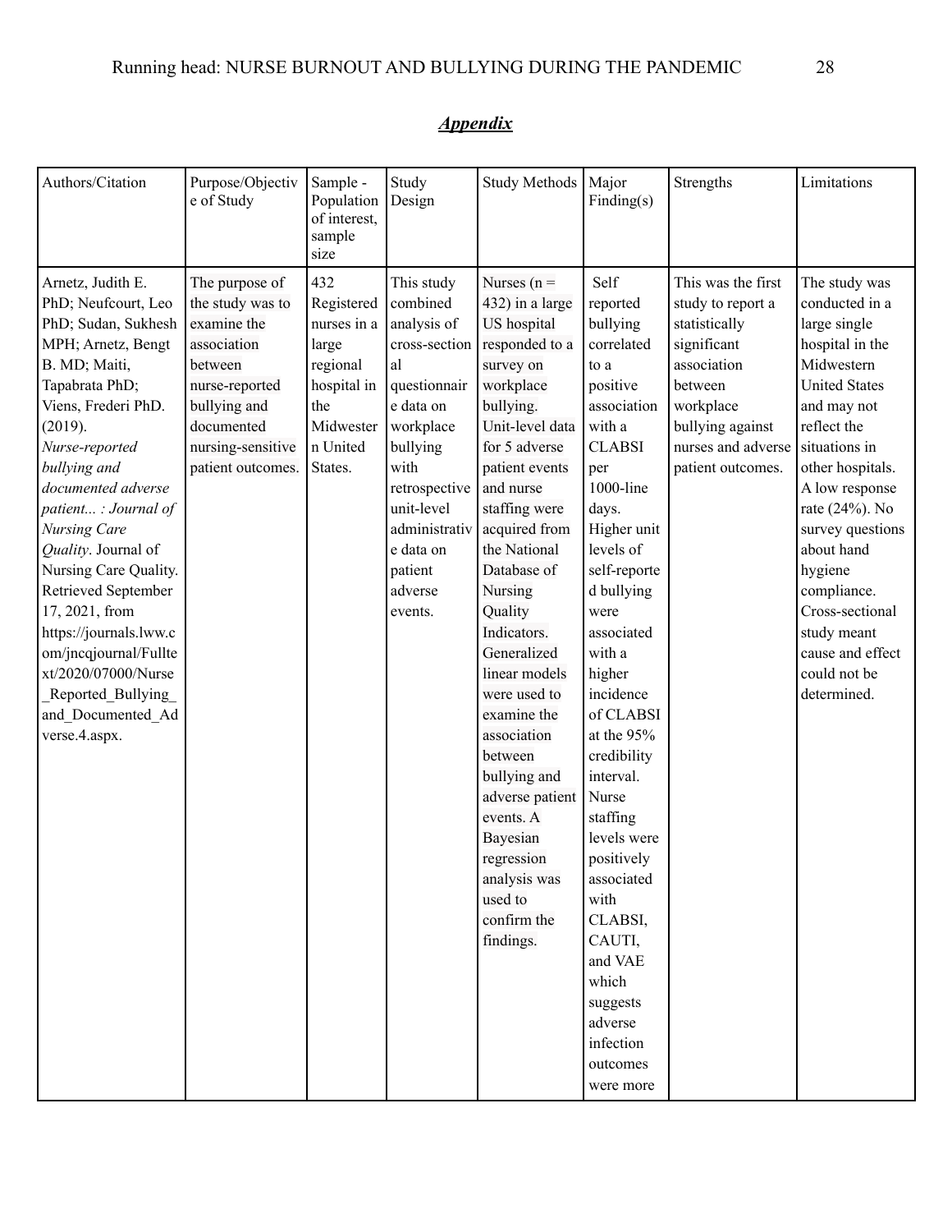## ***Appendix***

| Authors/Citation | Purpose/Objective of Study | Sample - Population of interest, sample size | Study Design | Study Methods | Major Finding(s) | Strengths | Limitations |
|---|---|---|---|---|---|---|---|
| Arnetz, Judith E. PhD; Neufcourt, Leo PhD; Sudan, Sukhesh MPH; Arnetz, Bengt B. MD; Maiti, Tapabrata PhD; Viens, Frederi PhD. (2019). *Nurse-reported bullying and documented adverse patient... : Journal of Nursing Care Quality*. Journal of Nursing Care Quality. Retrieved September 17, 2021, from https://journals.lww.com/jncqjournal/Fulltext/2020/07000/Nurse_Reported_Bullying_and_Documented_Adverse.4.aspx. | The purpose of the study was to examine the association between nurse-reported bullying and documented nursing-sensitive patient outcomes. | 432 Registered nurses in a large regional hospital in the Midwestern United States. | This study combined analysis of cross-sectional questionnaire data on workplace bullying with retrospective unit-level administrative data on patient adverse events. | Nurses (n = 432) in a large US hospital responded to a survey on workplace bullying. Unit-level data for 5 adverse patient events and nurse staffing were acquired from the National Database of Nursing Quality Indicators. Generalized linear models were used to examine the association between bullying and adverse patient events. A Bayesian regression analysis was used to confirm the findings. | Self reported bullying correlated to a positive association with a CLABSI per 1000-line days. Higher unit levels of self-reported bullying were associated with a higher incidence of CLABSI at the 95% credibility interval. Nurse staffing levels were positively associated with CLABSI, CAUTI, and VAE which suggests adverse infection outcomes were more | This was the first study to report a statistically significant association between workplace bullying against nurses and adverse patient outcomes. | The study was conducted in a large single hospital in the Midwestern United States and may not reflect the situations in other hospitals. A low response rate (24%). No survey questions about hand hygiene compliance. Cross-sectional study meant cause and effect could not be determined. |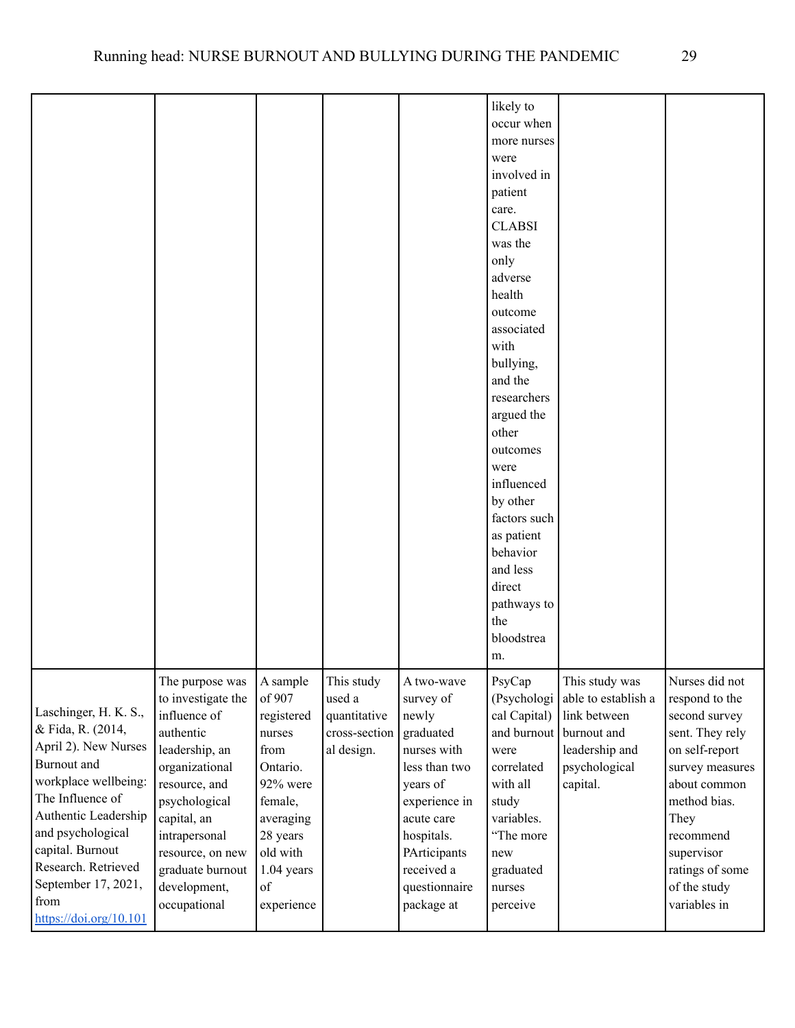| | | | | | | | |
|---|---|---|---|---|---|---|---|
| | | | | | likely to occur when more nurses were involved in patient care. CLABSI was the only adverse health outcome associated with bullying, and the researchers argued the other outcomes were influenced by other factors such as patient behavior and less direct pathways to the bloodstream. | | |
| Laschinger, H. K. S., & Fida, R. (2014, April 2). New Nurses Burnout and workplace wellbeing: The Influence of Authentic Leadership and psychological capital. Burnout Research. Retrieved September 17, 2021, from [https://doi.org/10.101](https://doi.org/10.101) | The purpose was to investigate the influence of authentic leadership, an organizational resource, and psychological capital, an intrapersonal resource, on new graduate burnout development, occupational | A sample of 907 registered nurses from Ontario. 92% were female, averaging 28 years old with 1.04 years of experience | This study used a quantitative cross-sectional design. | A two-wave survey of newly graduated nurses with less than two years of experience in acute care hospitals. PArticipants received a questionnaire package at | PsyCap (Psychological Capital) and burnout were correlated with all study variables. "The more new graduated nurses perceive | This study was able to establish a link between burnout and leadership and psychological capital. | Nurses did not respond to the second survey sent. They rely on self-report survey measures about common method bias. They recommend supervisor ratings of some of the study variables in |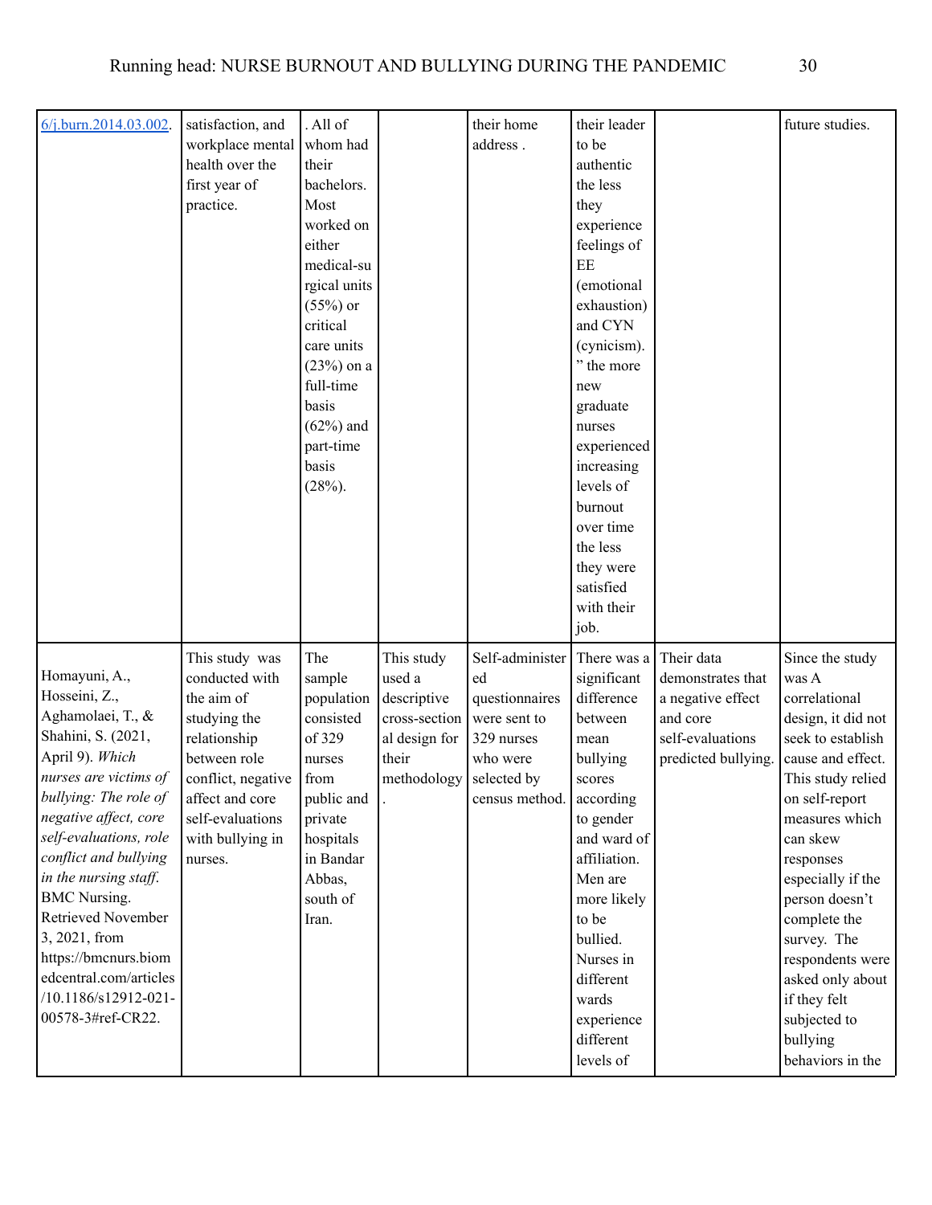| | | | | | | | |
|---|---|---|---|---|---|---|---|
| 6/j.burn.2014.03.002. | satisfaction, and workplace mental health over the first year of practice. | . All of whom had their bachelors. Most worked on either medical-surgical units (55%) or critical care units (23%) on a full-time basis (62%) and part-time basis (28%). | | their home address . | their leader to be authentic the less they experience feelings of EE (emotional exhaustion) and CYN (cynicism). " the more new graduate nurses experienced increasing levels of burnout over time the less they were satisfied with their job. | | future studies. |
| Homayuni, A., Hosseini, Z., Aghamolaei, T., & Shahini, S. (2021, April 9). *Which nurses are victims of bullying: The role of negative affect, core self-evaluations, role conflict and bullying in the nursing staff.* BMC Nursing. Retrieved November 3, 2021, from https://bmcnurs.biomedcentral.com/articles/10.1186/s12912-021-00578-3#ref-CR22. | This study was conducted with the aim of studying the relationship between role conflict, negative affect and core self-evaluations with bullying in nurses. | The sample population consisted of 329 nurses from public and private hospitals in Bandar Abbas, south of Iran. | This study used a descriptive cross-sectional design for their methodology . | Self-administered questionnaires were sent to 329 nurses who were selected by census method. | There was a significant difference between mean bullying scores according to gender and ward of affiliation. Men are more likely to be bullied. Nurses in different wards experience different levels of | Their data demonstrates that a negative effect and core self-evaluations predicted bullying. | Since the study was A correlational design, it did not seek to establish cause and effect. This study relied on self-report measures which can skew responses especially if the person doesn't complete the survey. The respondents were asked only about if they felt subjected to bullying behaviors in the |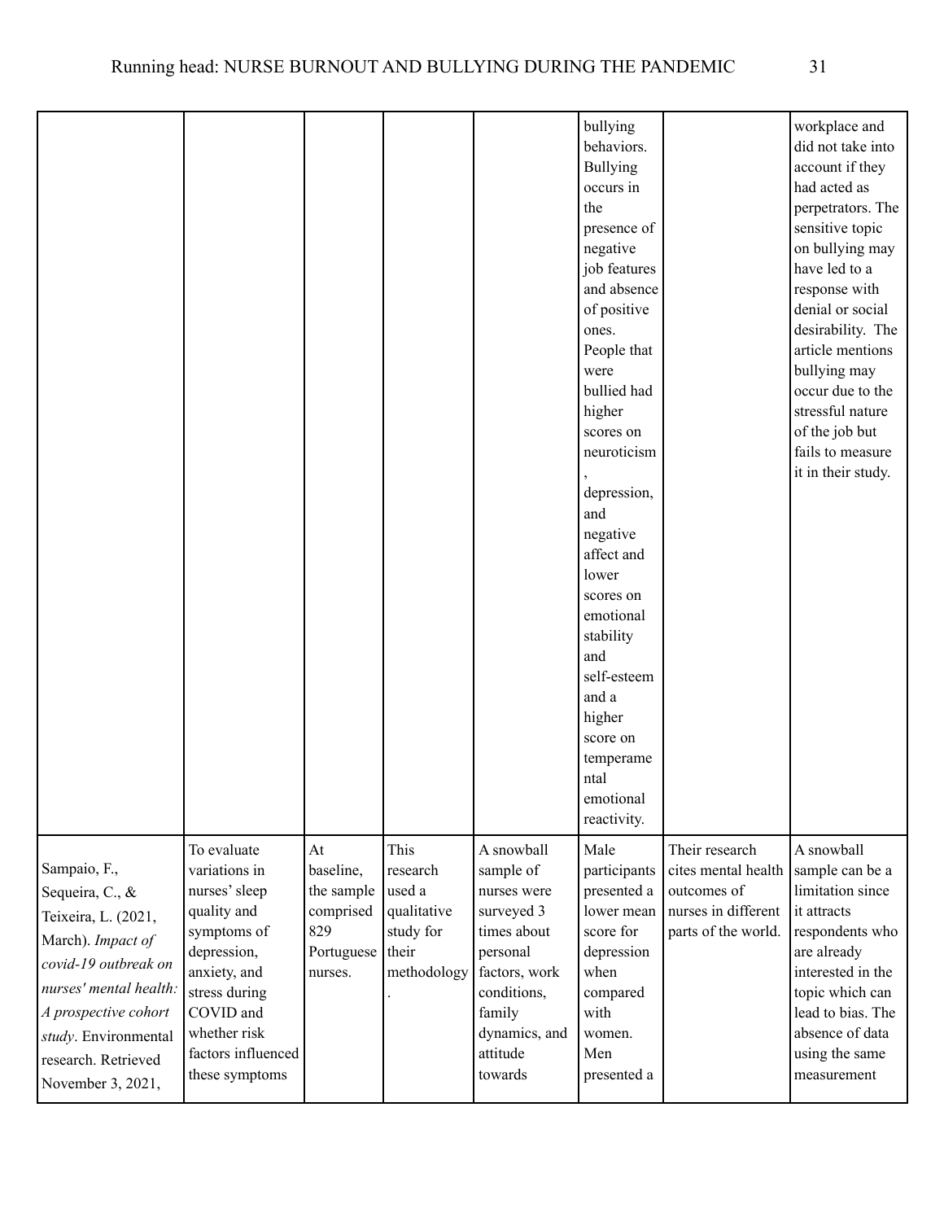| | | | | | | | |
|---|---|---|---|---|---|---|---|
| | | | | | bullying behaviors. Bullying occurs in the presence of negative job features and absence of positive ones. People that were bullied had higher scores on neuroticism, depression, and negative affect and lower scores on emotional stability and self-esteem and a higher score on temperamental emotional reactivity. | | workplace and did not take into account if they had acted as perpetrators. The sensitive topic on bullying may have led to a response with denial or social desirability. The article mentions bullying may occur due to the stressful nature of the job but fails to measure it in their study. |
| Sampaio, F., Sequeira, C., & Teixeira, L. (2021, March). *Impact of covid-19 outbreak on nurses' mental health: A prospective cohort study*. Environmental research. Retrieved November 3, 2021, | To evaluate variations in nurses' sleep quality and symptoms of depression, anxiety, and stress during COVID and whether risk factors influenced these symptoms | At baseline, the sample comprised 829 Portuguese nurses. | This research used a qualitative study for their methodology. | A snowball sample of nurses were surveyed 3 times about personal factors, work conditions, family dynamics, and attitude towards | Male participants presented a lower mean score for depression when compared with women. Men presented a | Their research cites mental health outcomes of nurses in different parts of the world. | A snowball sample can be a limitation since it attracts respondents who are already interested in the topic which can lead to bias. The absence of data using the same measurement |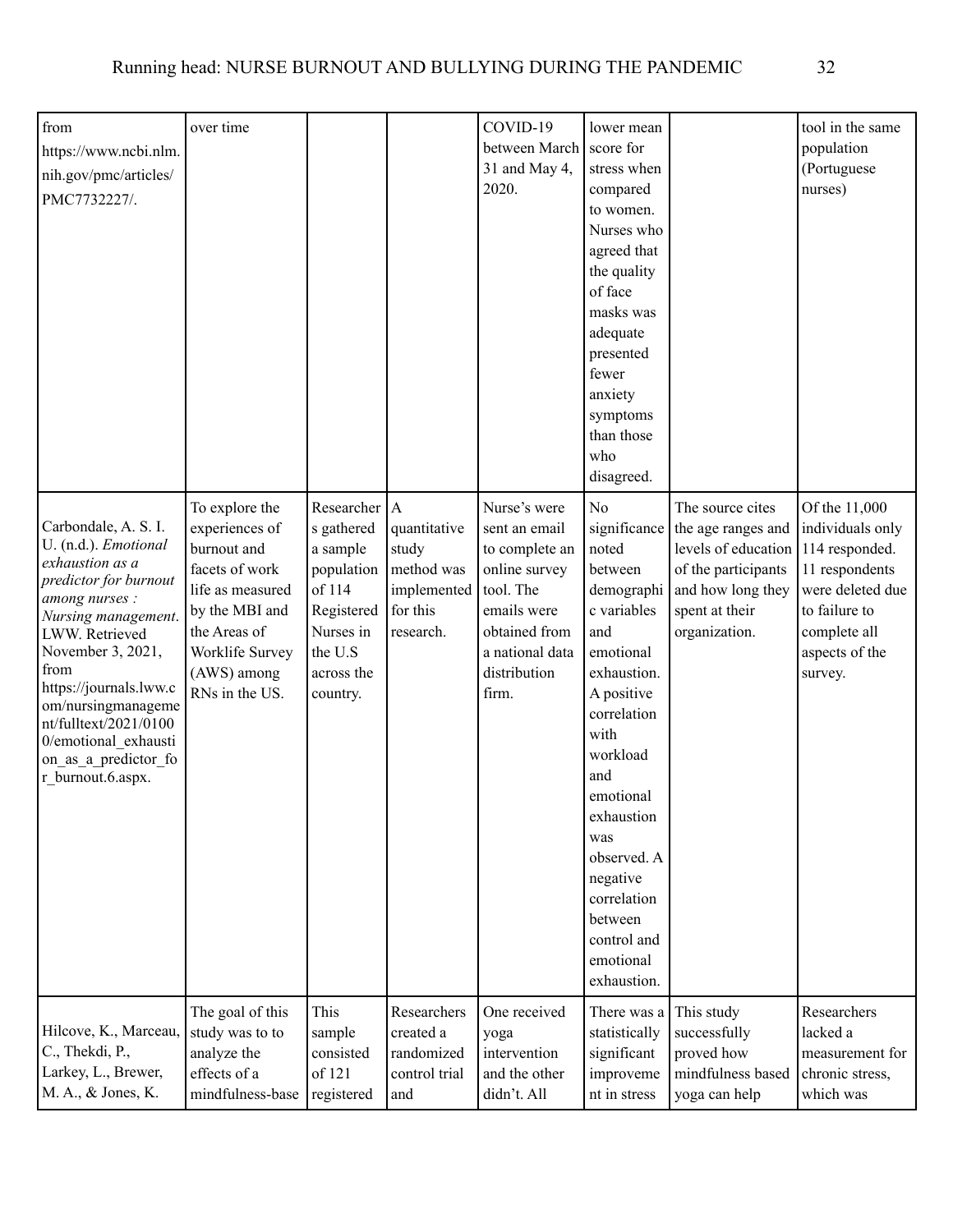| | | | | | | | |
|---|---|---|---|---|---|---|---|
| from https://www.ncbi.nlm.nih.gov/pmc/articles/PMC7732227/. | over time | | | COVID-19 between March 31 and May 4, 2020. | lower mean score for stress when compared to women. Nurses who agreed that the quality of face masks was adequate presented fewer anxiety symptoms than those who disagreed. | | tool in the same population (Portuguese nurses) |
| Carbondale, A. S. I. U. (n.d.). *Emotional exhaustion as a predictor for burnout among nurses : Nursing management*. LWW. Retrieved November 3, 2021, from https://journals.lww.com/nursingmanagement/fulltext/2021/01000/emotional_exhaustion_as_a_predictor_for_burnout.6.aspx. | To explore the experiences of burnout and facets of work life as measured by the MBI and the Areas of Worklife Survey (AWS) among RNs in the US. | Researchers gathered a sample population of 114 Registered Nurses in the U.S across the country. | A quantitative study method was implemented for this research. | Nurse's were sent an email to complete an online survey tool. The emails were obtained from a national data distribution firm. | No significance noted between demographic variables and emotional exhaustion. A positive correlation with workload and emotional exhaustion was observed. A negative correlation between control and emotional exhaustion. | The source cites the age ranges and levels of education of the participants and how long they spent at their organization. | Of the 11,000 individuals only 114 responded. 11 respondents were deleted due to failure to complete all aspects of the survey. |
| Hilcove, K., Marceau, C., Thekdi, P., Larkey, L., Brewer, M. A., & Jones, K. | The goal of this study was to to analyze the effects of a mindfulness-base | This sample consisted of 121 registered | Researchers created a randomized control trial and | One received yoga intervention and the other didn't. All | There was a statistically significant improvement in stress | This study successfully proved how mindfulness based yoga can help | Researchers lacked a measurement for chronic stress, which was |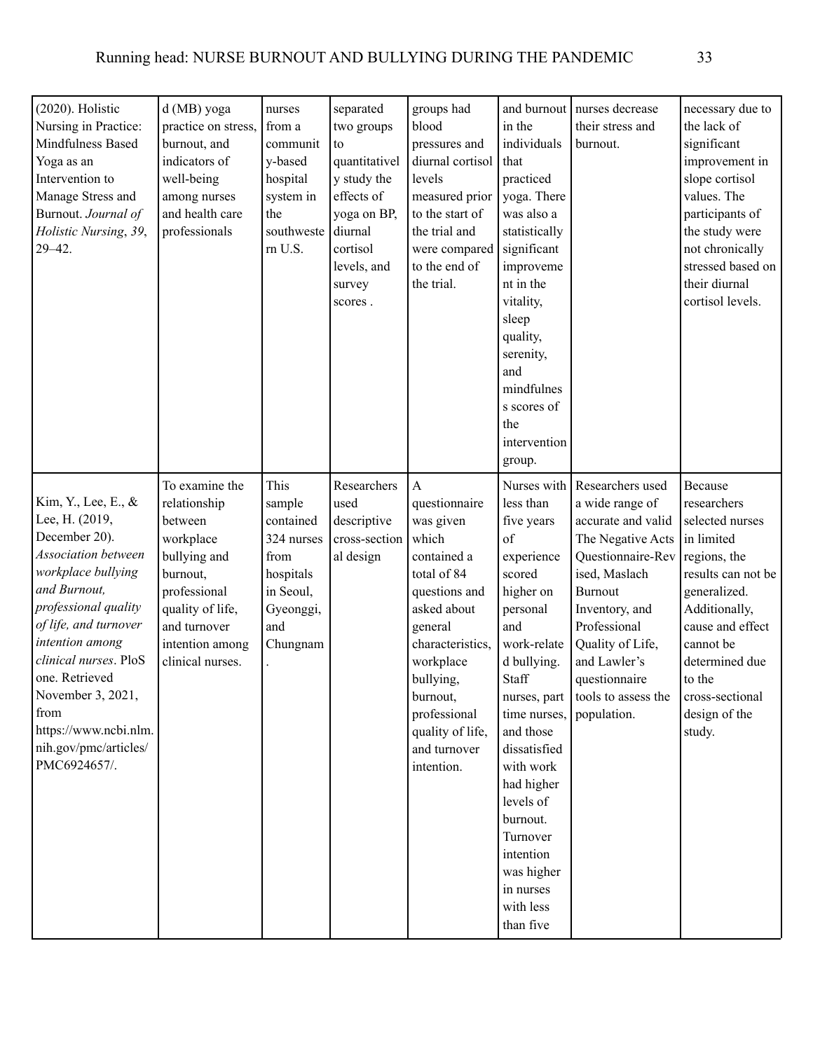| | | | | | | | |
|---|---|---|---|---|---|---|---|
| (2020). Holistic Nursing in Practice: Mindfulness Based Yoga as an Intervention to Manage Stress and Burnout. *Journal of Holistic Nursing*, *39*, 29–42. | d (MB) yoga practice on stress, burnout, and indicators of well-being among nurses and health care professionals | nurses from a community-based hospital system in the southwestern U.S. | separated two groups to quantitatively study the effects of yoga on BP, diurnal cortisol levels, and survey scores . | groups had blood pressures and diurnal cortisol levels measured prior to the start of the trial and were compared to the end of the trial. | and burnout in the individuals that practiced yoga. There was also a statistically significant improvement in the vitality, sleep quality, serenity, and mindfulness scores of the intervention group. | nurses decrease their stress and burnout. | necessary due to the lack of significant improvement in slope cortisol values. The participants of the study were not chronically stressed based on their diurnal cortisol levels. |
| Kim, Y., Lee, E., & Lee, H. (2019, December 20). *Association between workplace bullying and Burnout, professional quality of life, and turnover intention among clinical nurses*. PloS one. Retrieved November 3, 2021, from https://www.ncbi.nlm.nih.gov/pmc/articles/PMC6924657/. | To examine the relationship between workplace bullying and burnout, professional quality of life, and turnover intention among clinical nurses. | This sample contained 324 nurses from hospitals in Seoul, Gyeonggi, and Chungnam. | Researchers used descriptive cross-sectional design | A questionnaire was given which contained a total of 84 questions and asked about general characteristics, workplace bullying, burnout, professional quality of life, and turnover intention. | Nurses with less than five years of experience scored higher on personal and work-related bullying. Staff nurses, part time nurses, and those dissatisfied with work had higher levels of burnout. Turnover intention was higher in nurses with less than five | Researchers used a wide range of accurate and valid The Negative Acts Questionnaire-Revised, Maslach Burnout Inventory, and Professional Quality of Life, and Lawler's questionnaire tools to assess the population. | Because researchers selected nurses in limited regions, the results can not be generalized. Additionally, cause and effect cannot be determined due to the cross-sectional design of the study. |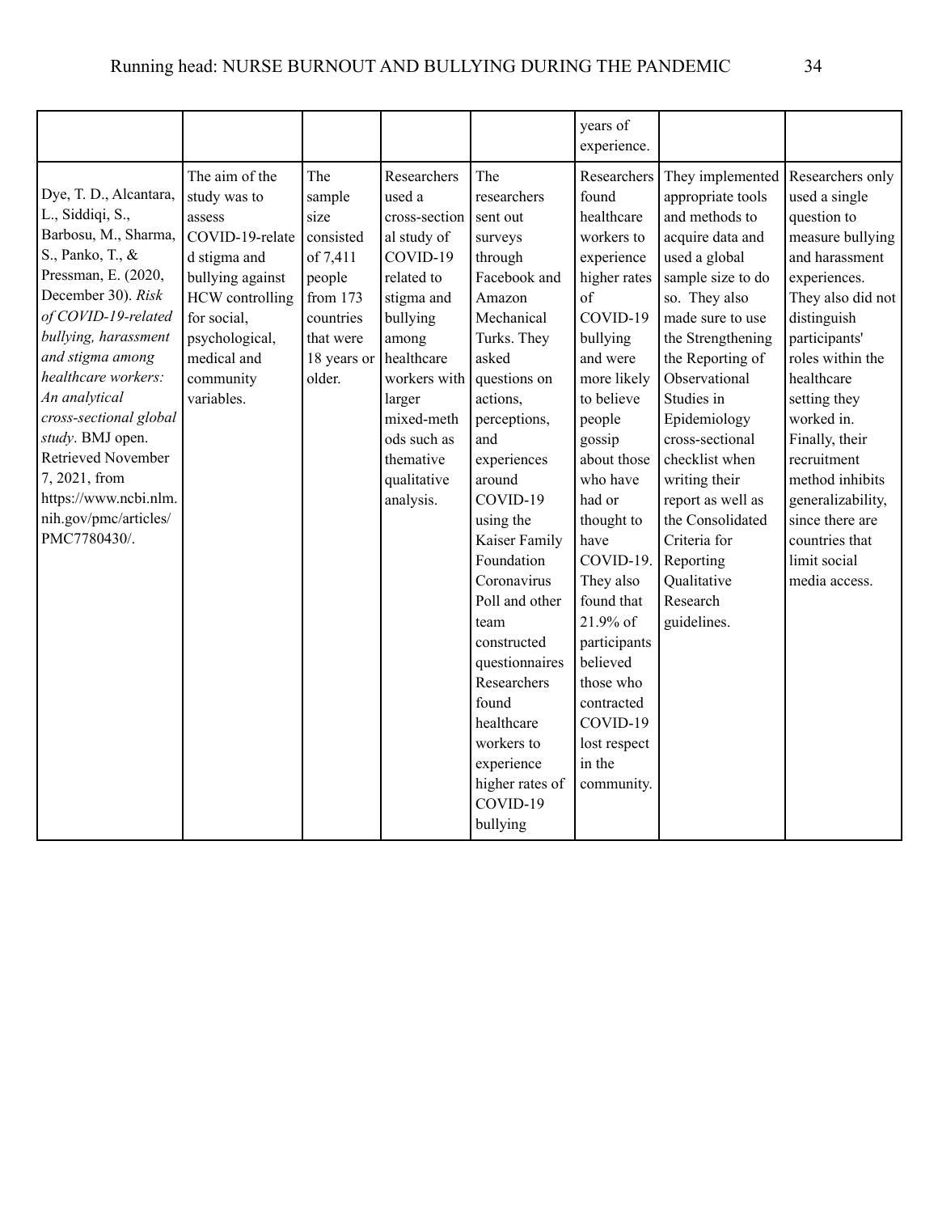| | | | | | | | |
|---|---|---|---|---|---|---|---|
| | | | | | years of experience. | | |
| Dye, T. D., Alcantara, L., Siddiqi, S., Barbosu, M., Sharma, S., Panko, T., & Pressman, E. (2020, December 30). *Risk of COVID-19-related bullying, harassment and stigma among healthcare workers: An analytical cross-sectional global study*. BMJ open. Retrieved November 7, 2021, from https://www.ncbi.nlm.nih.gov/pmc/articles/PMC7780430/. | The aim of the study was to assess COVID-19-related stigma and bullying against HCW controlling for social, psychological, medical and community variables. | The sample size consisted of 7,411 people from 173 countries that were 18 years or older. | Researchers used a cross-sectional study of COVID-19 related to stigma and bullying among healthcare workers with larger mixed-methods such as themative qualitative analysis. | The researchers sent out surveys through Facebook and Amazon Mechanical Turks. They asked questions on actions, perceptions, and experiences around COVID-19 using the Kaiser Family Foundation Coronavirus Poll and other team constructed questionnaires Researchers found healthcare workers to experience higher rates of COVID-19 bullying | Researchers found healthcare workers to experience higher rates of COVID-19 bullying and were more likely to believe people gossip about those who have had or thought to have COVID-19. They also found that 21.9% of participants believed those who contracted COVID-19 lost respect in the community. | They implemented appropriate tools and methods to acquire data and used a global sample size to do so. They also made sure to use the Strengthening the Reporting of Observational Studies in Epidemiology cross-sectional checklist when writing their report as well as the Consolidated Criteria for Reporting Qualitative Research guidelines. | Researchers only used a single question to measure bullying and harassment experiences. They also did not distinguish participants' roles within the healthcare setting they worked in. Finally, their recruitment method inhibits generalizability, since there are countries that limit social media access. |